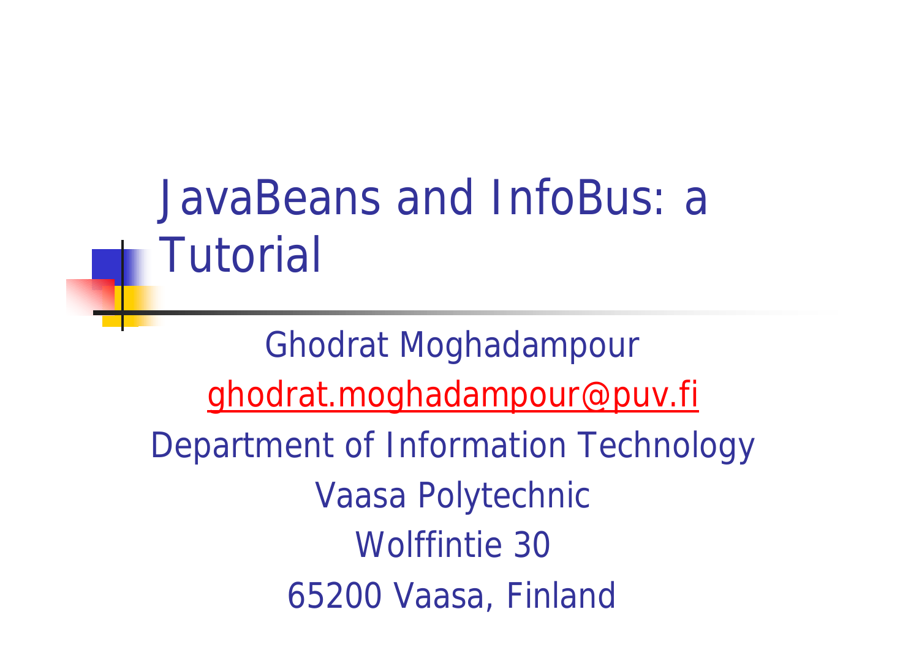# JavaBeans and InfoBus: a Tutorial

Ghodrat Moghadampour

ghodrat.moghadampour@puv.fi

Department of Information Technology

Vaasa Polytechnic

Wolffintie 30

65200 Vaasa, Finland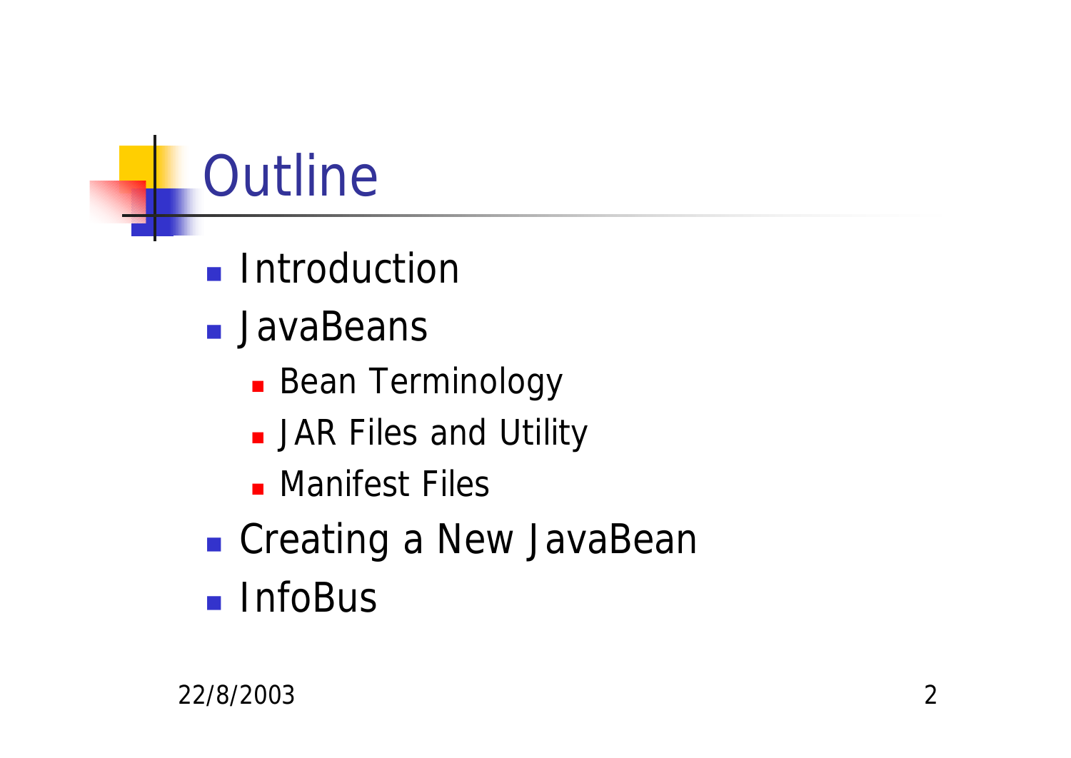# Outline

- Introduction
- JavaBeans
  - Bean Terminology
  - JAR Files and Utility
  - Manifest Files
- Creating a New JavaBean
- InfoBus

22/8/2003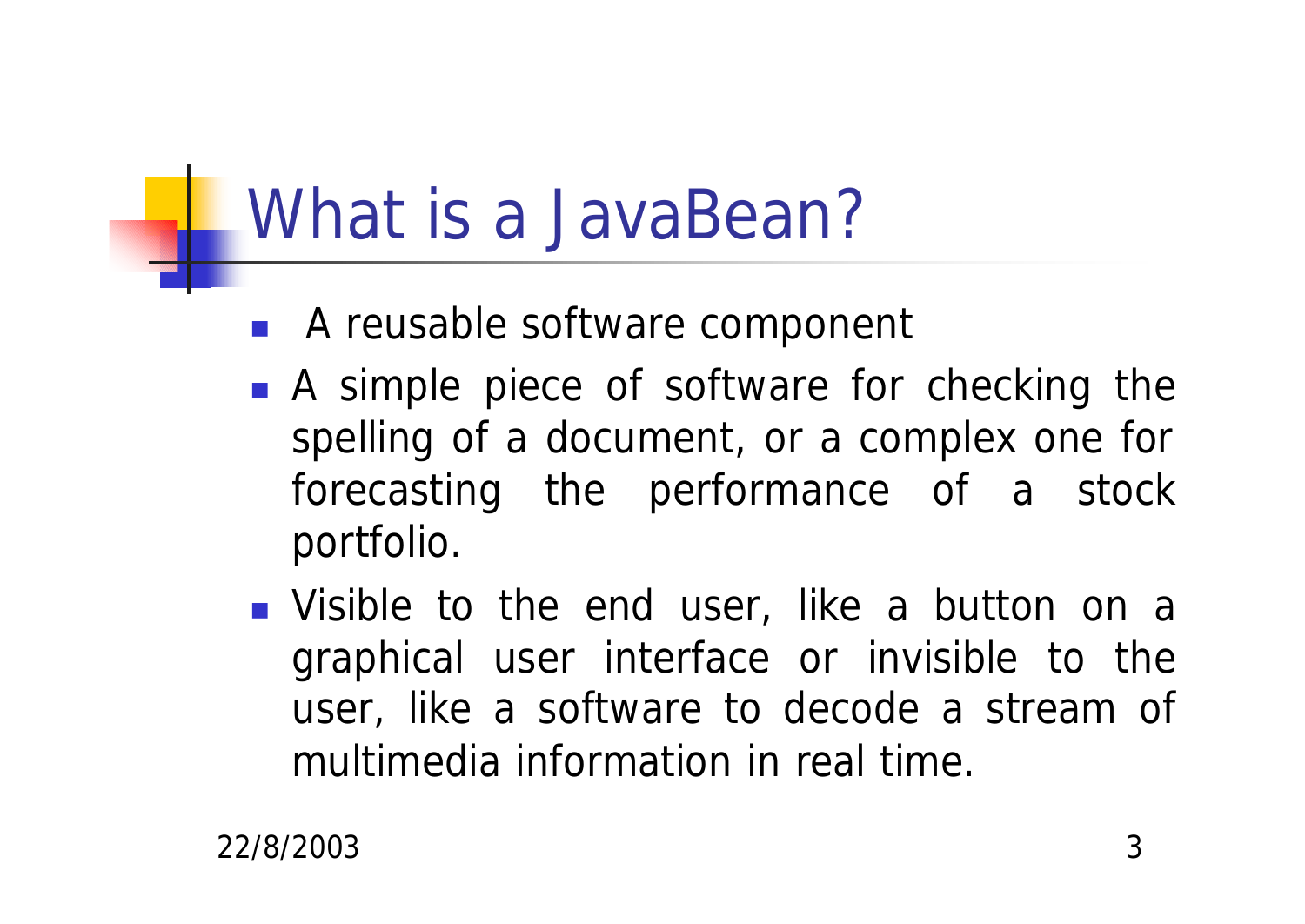# What is a JavaBean?

- A reusable software component
- A simple piece of software for checking the spelling of a document, or a complex one for forecasting the performance of a stock portfolio.
- Visible to the end user, like a button on a graphical user interface or invisible to the user, like a software to decode a stream of multimedia information in real time.

22/8/2003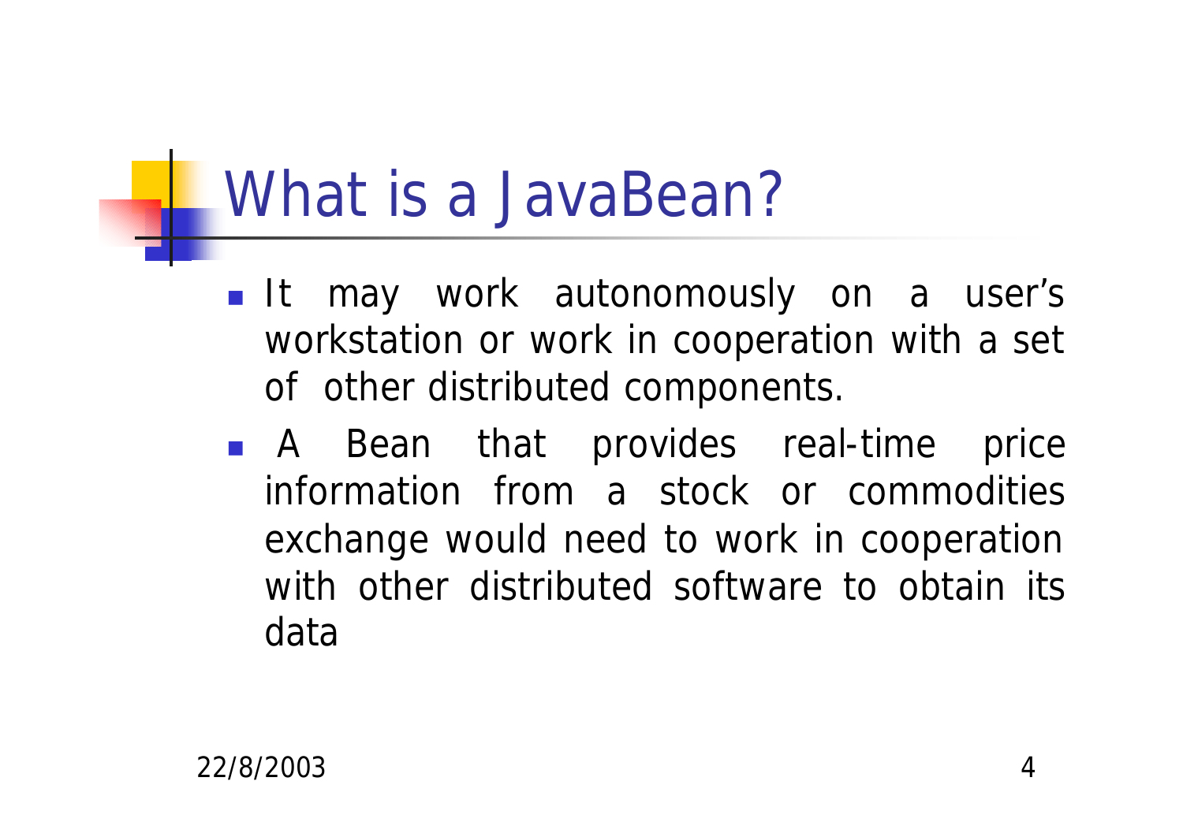# What is a JavaBean?

- It may work autonomously on a user's workstation or work in cooperation with a set of other distributed components.
- A Bean that provides real-time price information from a stock or commodities exchange would need to work in cooperation with other distributed software to obtain its data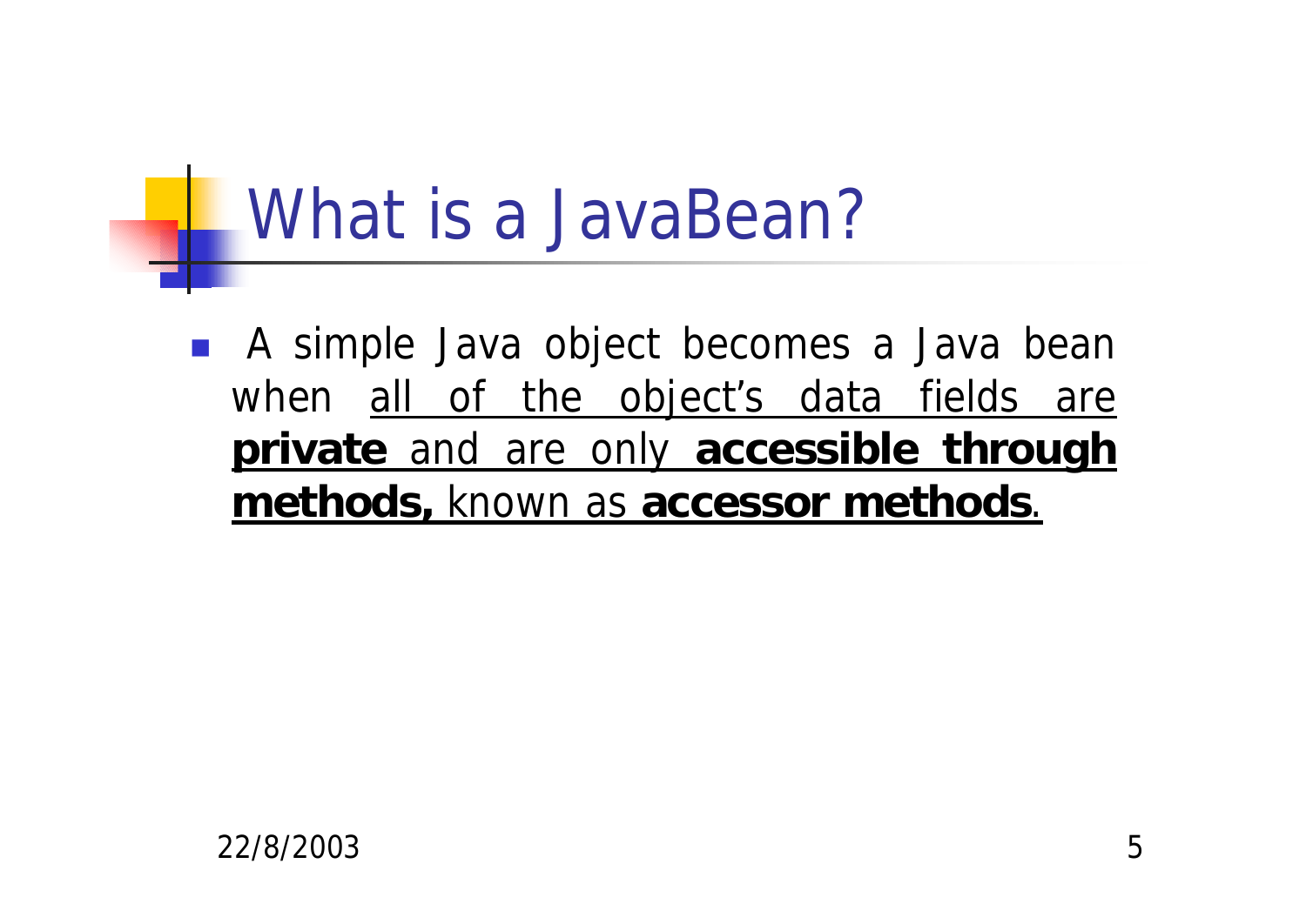# What is a JavaBean?

- A simple Java object becomes a Java bean when <u>all of the object's data fields are **private** and are only **accessible through methods,** known as **accessor methods**.</u>

22/8/2003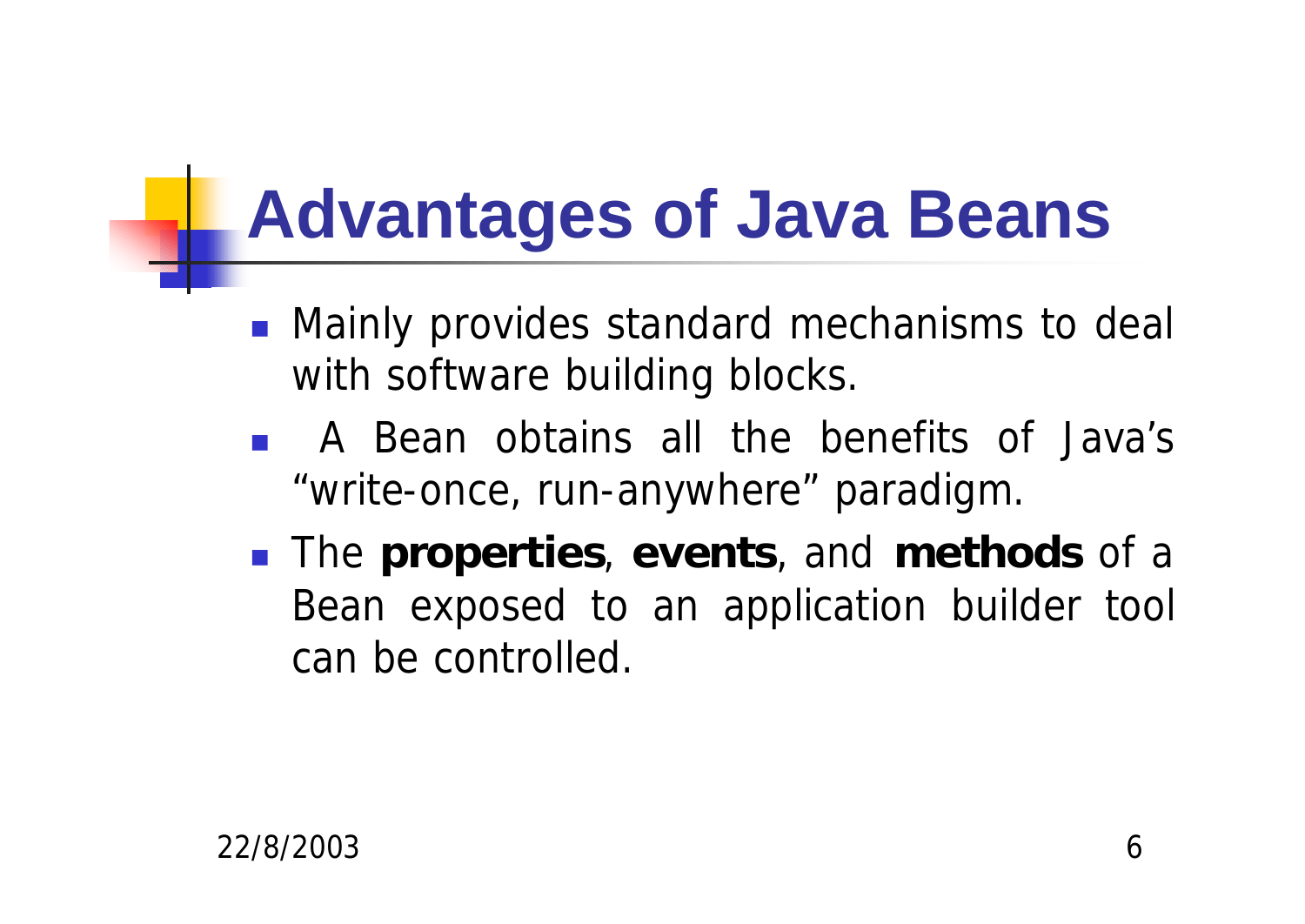# Advantages of Java Beans

- Mainly provides standard mechanisms to deal with software building blocks.
- A Bean obtains all the benefits of Java’s “write-once, run-anywhere” paradigm.
- The **properties**, **events**, and **methods** of a Bean exposed to an application builder tool can be controlled.

22/8/2003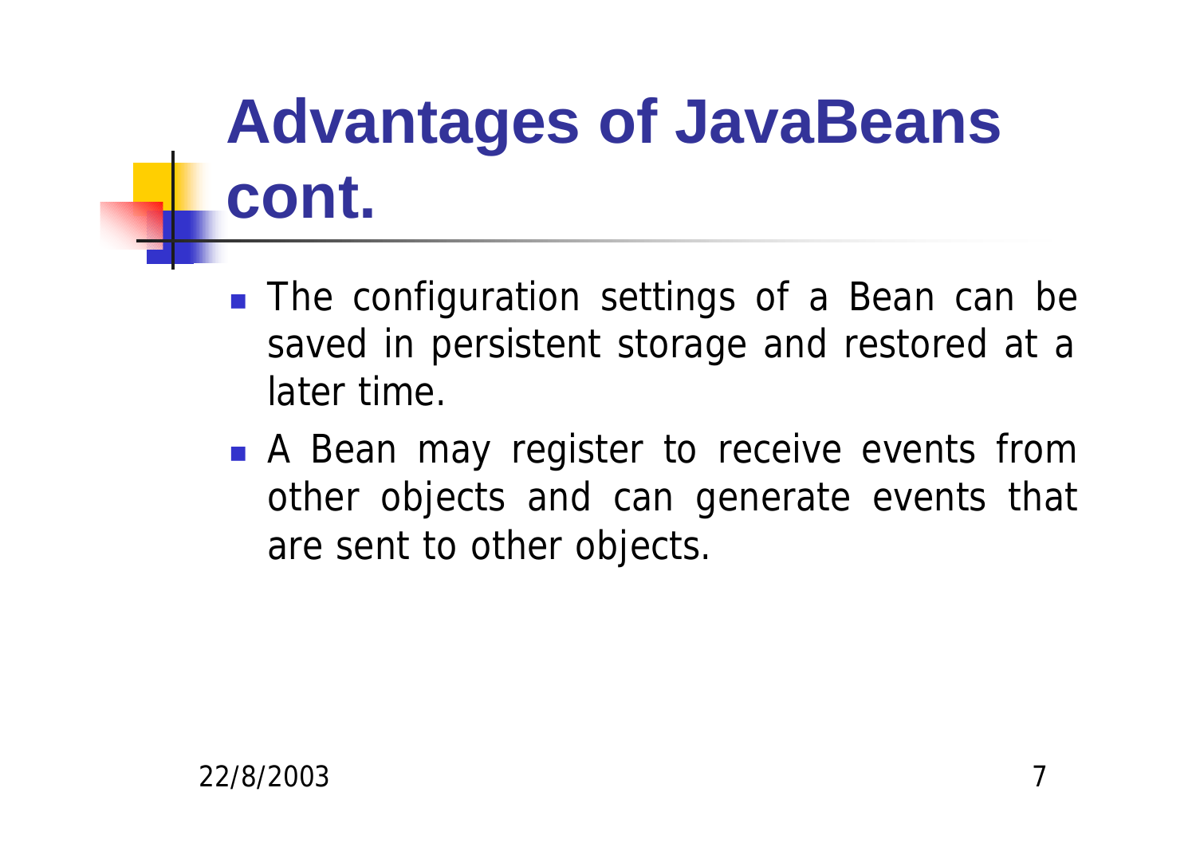# Advantages of JavaBeans cont.

- The configuration settings of a Bean can be saved in persistent storage and restored at a later time.
- A Bean may register to receive events from other objects and can generate events that are sent to other objects.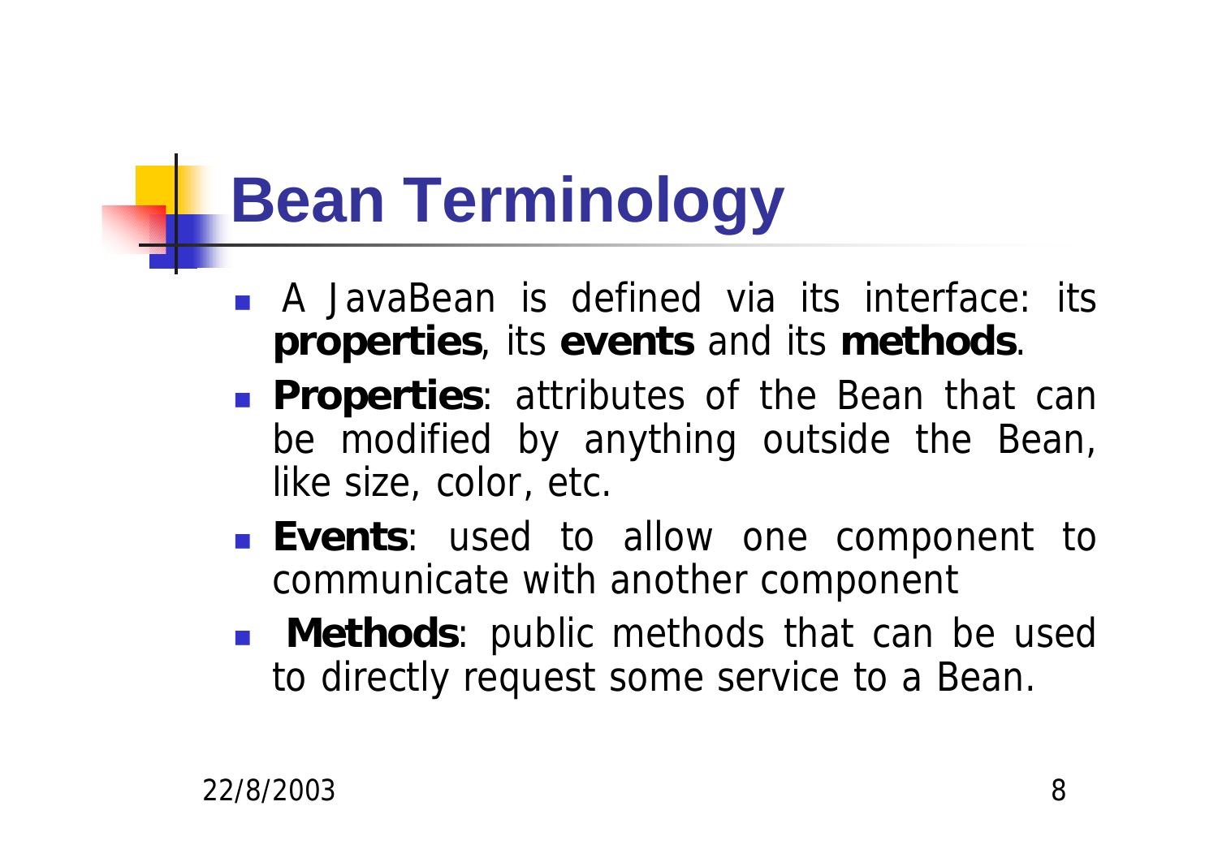# Bean Terminology

- A JavaBean is defined via its interface: its **properties**, its **events** and its **methods**.
- **Properties**: attributes of the Bean that can be modified by anything outside the Bean, like size, color, etc.
- **Events**: used to allow one component to communicate with another component
- **Methods**: public methods that can be used to directly request some service to a Bean.

22/8/2003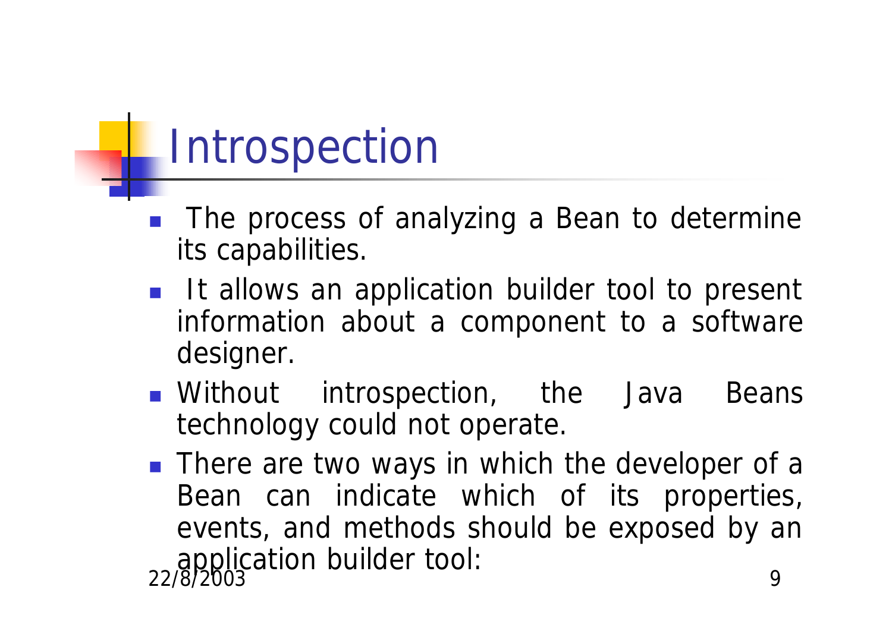# Introspection

- The process of analyzing a Bean to determine its capabilities.
- It allows an application builder tool to present information about a component to a software designer.
- Without introspection, the Java Beans technology could not operate.
- There are two ways in which the developer of a Bean can indicate which of its properties, events, and methods should be exposed by an application builder tool:

22/8/2003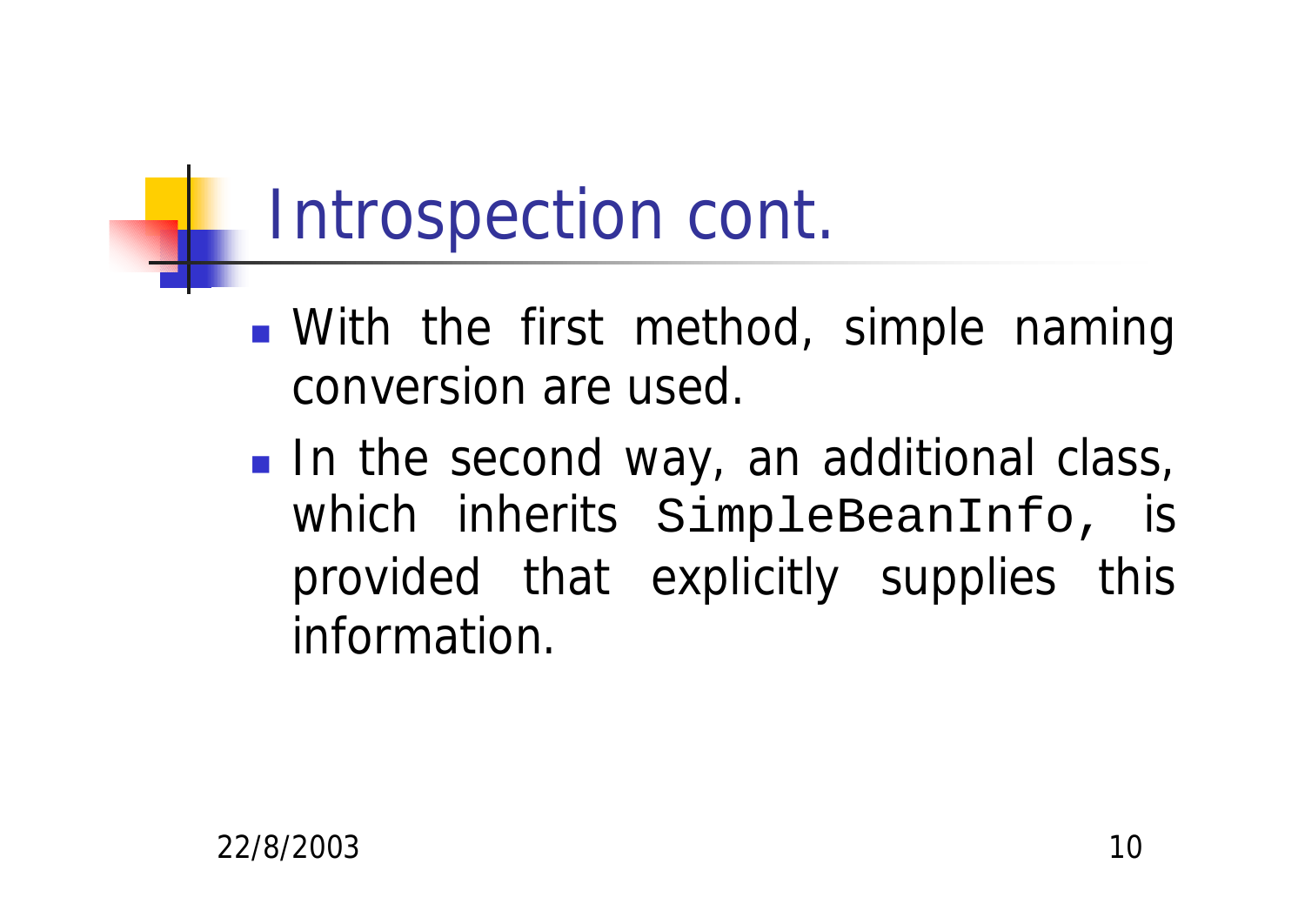# Introspection cont.

- With the first method, simple naming conversion are used.
- In the second way, an additional class, which inherits `SimpleBeanInfo`, is provided that explicitly supplies this information.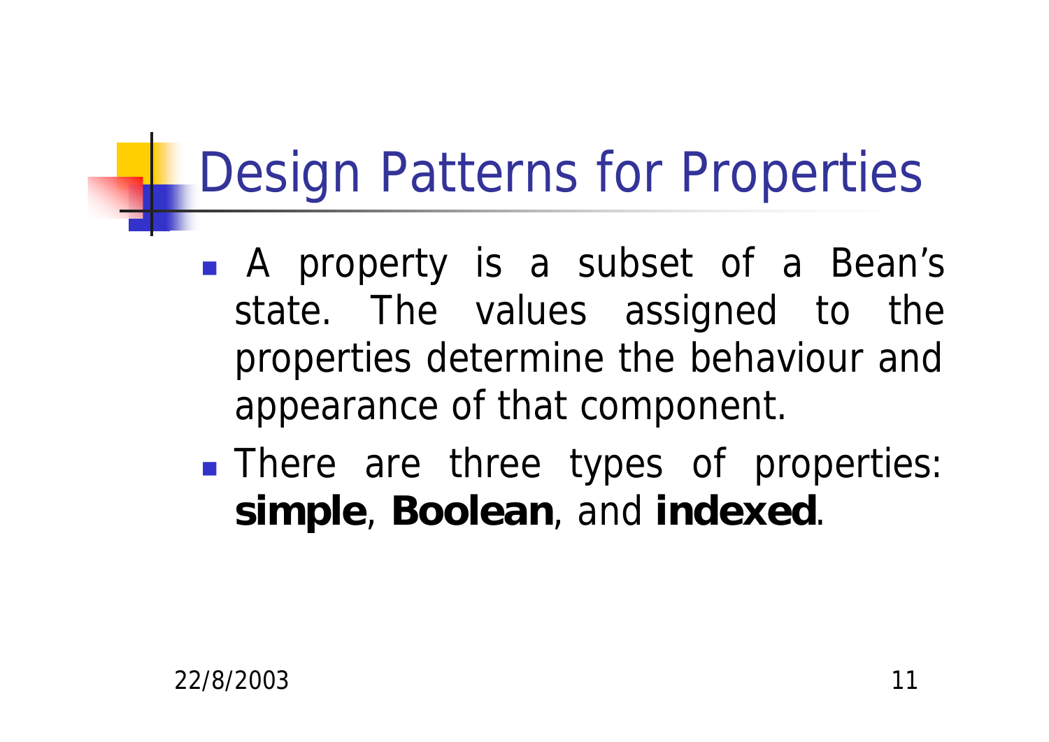# Design Patterns for Properties

- A property is a subset of a Bean's state. The values assigned to the properties determine the behaviour and appearance of that component.
- There are three types of properties: **simple**, **Boolean**, and **indexed**.

22/8/2003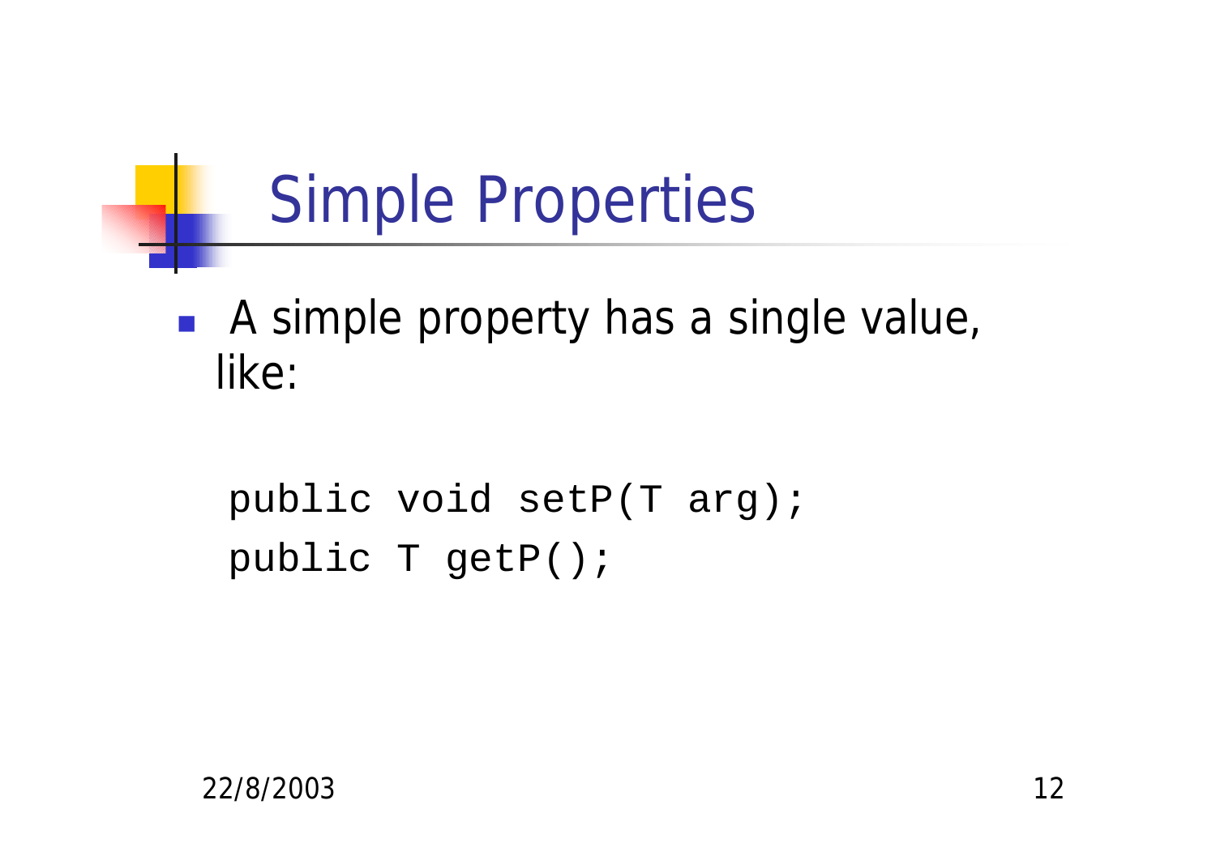# Simple Properties

- A simple property has a single value, like:

```
public void setP(T arg);
public T getP();
```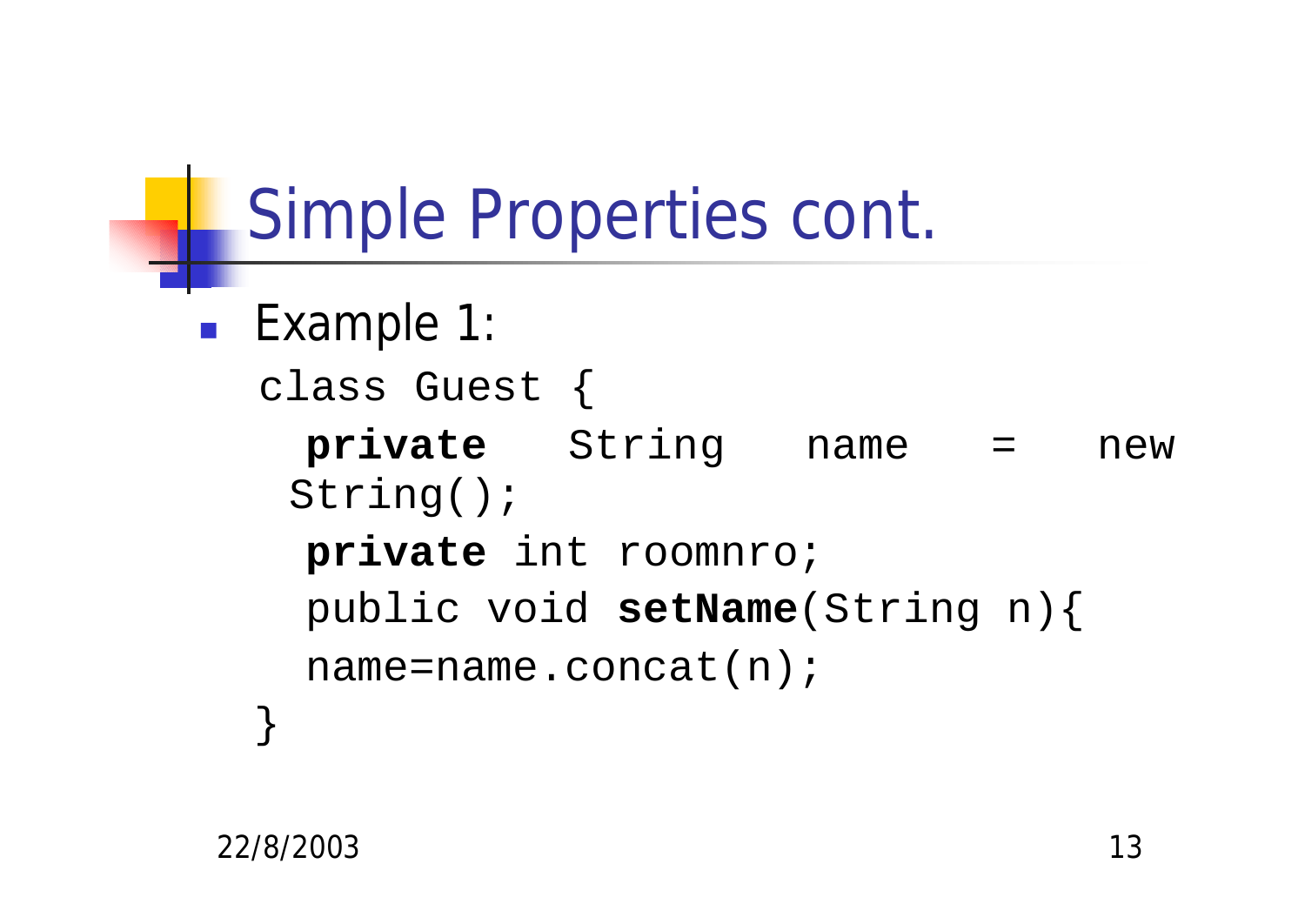# Simple Properties cont.

- Example 1:

```
class Guest {
  private String name = new String();
  private int roomnro;
  public void setName(String n){
  name=name.concat(n);
}
```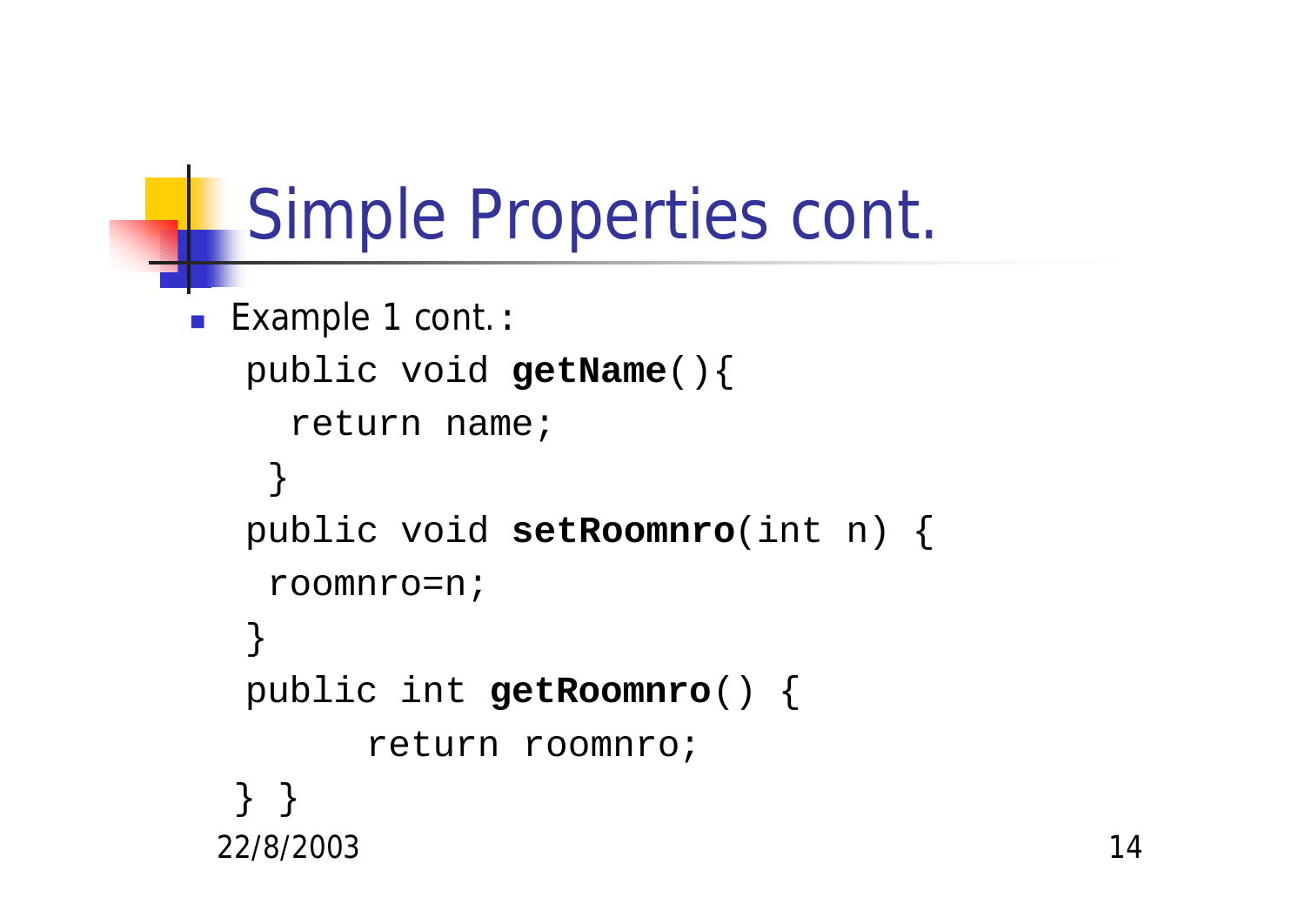# Simple Properties cont.

- Example 1 cont. :

```
public void getName(){
  return name;
 }
public void setRoomnro(int n) {
 roomnro=n;
}
public int getRoomnro() {
     return roomnro;
} }
```

22/8/2003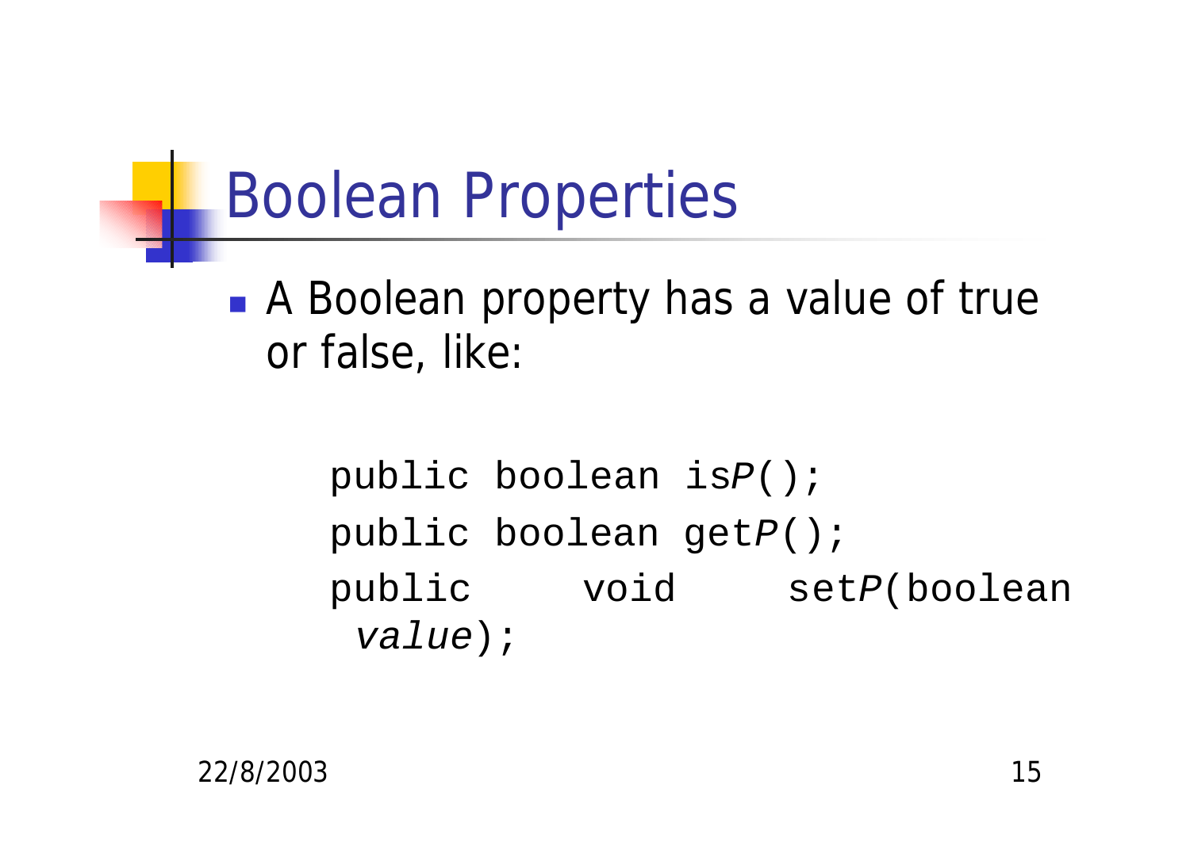# Boolean Properties

- A Boolean property has a value of true or false, like:

```
public boolean isP();
public boolean getP();
public    void    setP(boolean
 value);
```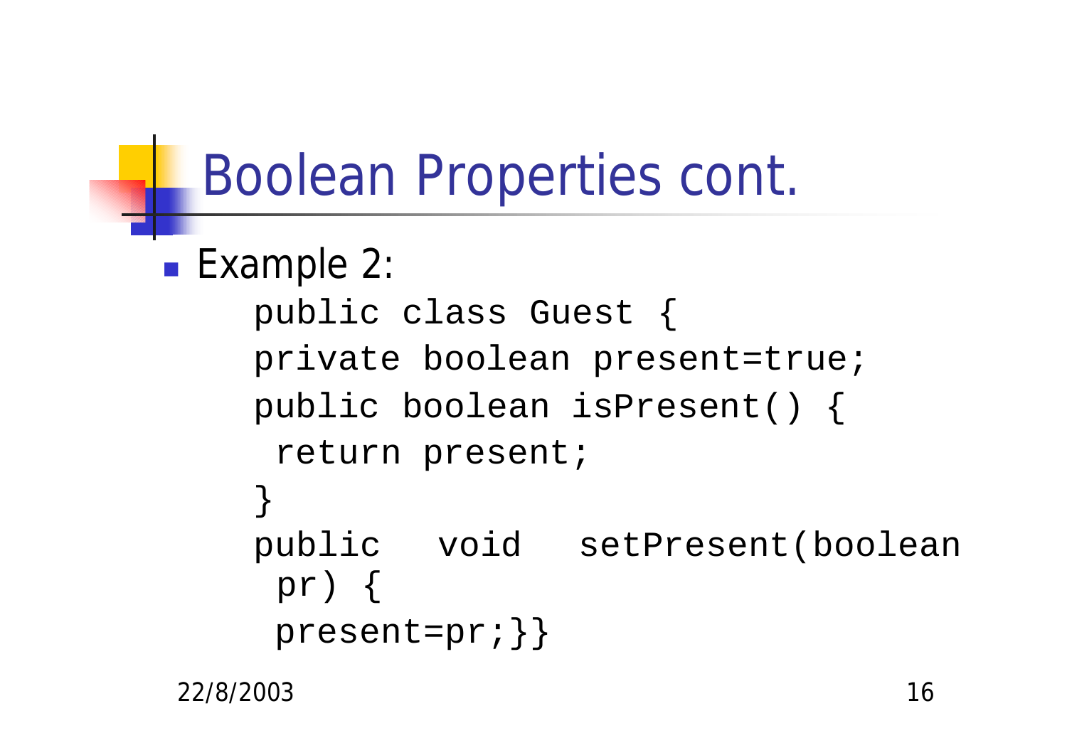# Boolean Properties cont.

- Example 2:

```
public class Guest {
private boolean present=true;
public boolean isPresent() {
 return present;
}
public  void  setPresent(boolean
 pr) {
 present=pr;}}
```

22/8/2003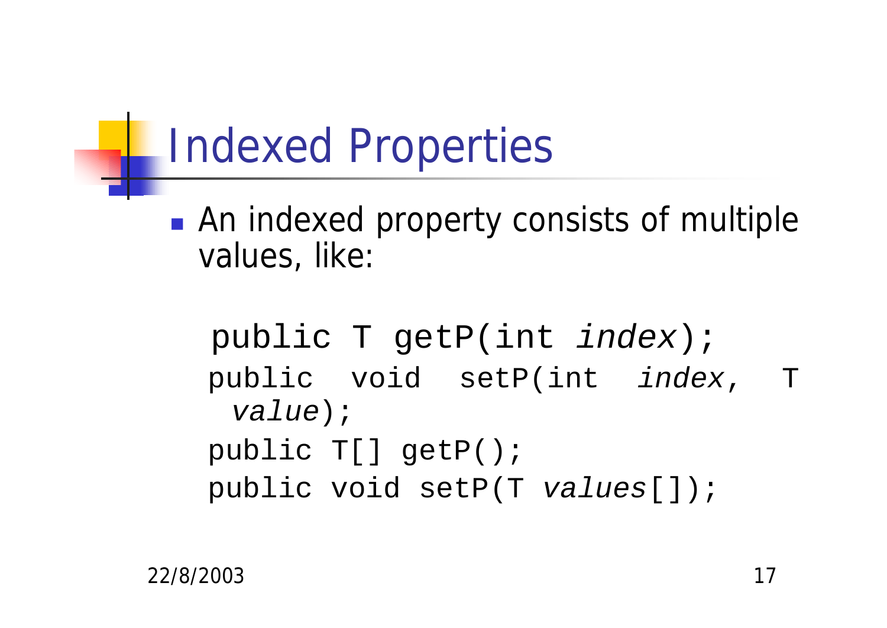# Indexed Properties

- An indexed property consists of multiple values, like:

```
public T getP(int index);
public void setP(int index, T value);
public T[] getP();
public void setP(T values[]);
```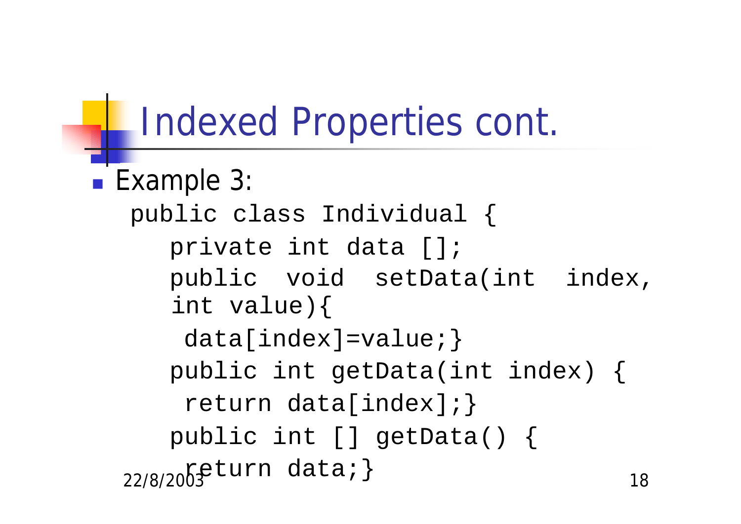# Indexed Properties cont.

- Example 3:

```
public class Individual {
   private int data [];
   public  void  setData(int  index, 
   int value){
    data[index]=value;}
   public int getData(int index) {
    return data[index];}
   public int [] getData() {
    return data;}
```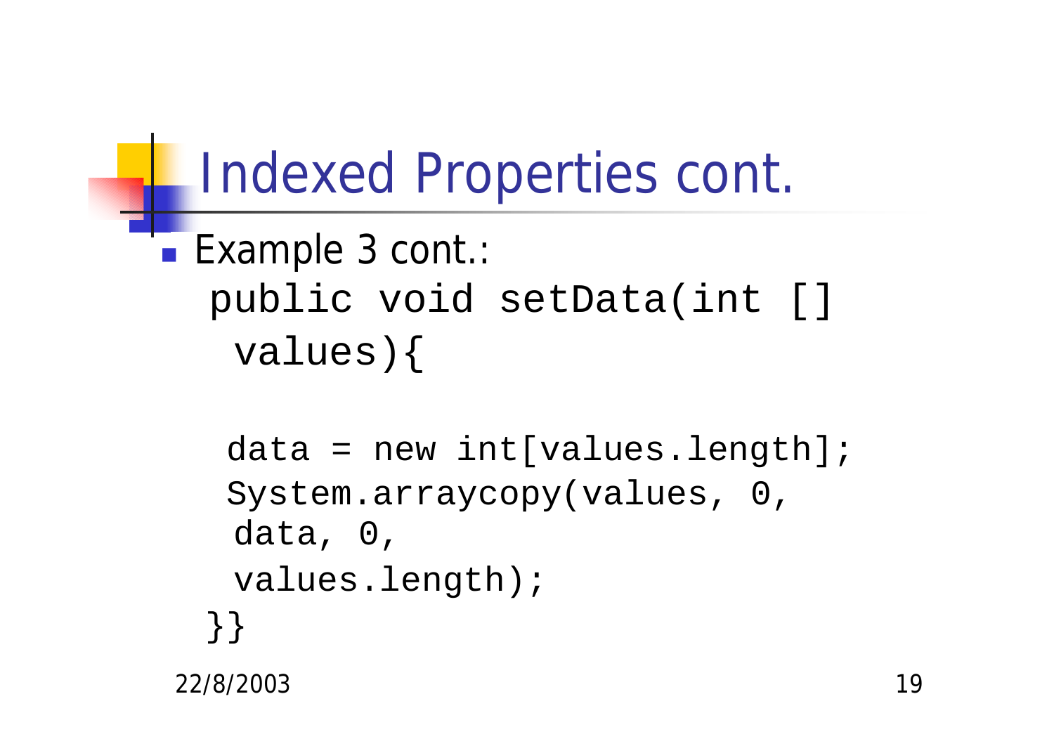# Indexed Properties cont.

- Example 3 cont.:

```
public void setData(int []
 values){

 data = new int[values.length];
 System.arraycopy(values, 0,
  data, 0,
  values.length);
}}
```

22/8/2003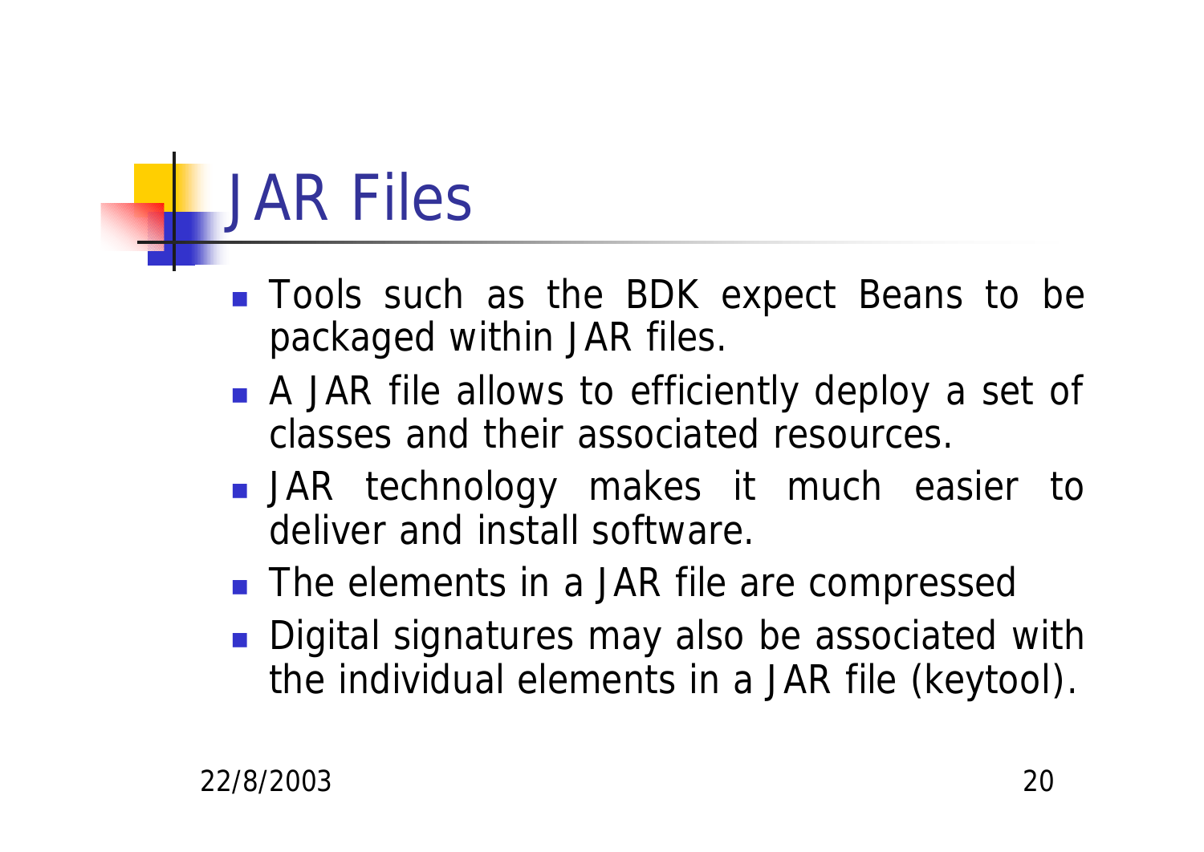# JAR Files

- Tools such as the BDK expect Beans to be packaged within JAR files.
- A JAR file allows to efficiently deploy a set of classes and their associated resources.
- JAR technology makes it much easier to deliver and install software.
- The elements in a JAR file are compressed
- Digital signatures may also be associated with the individual elements in a JAR file (keytool).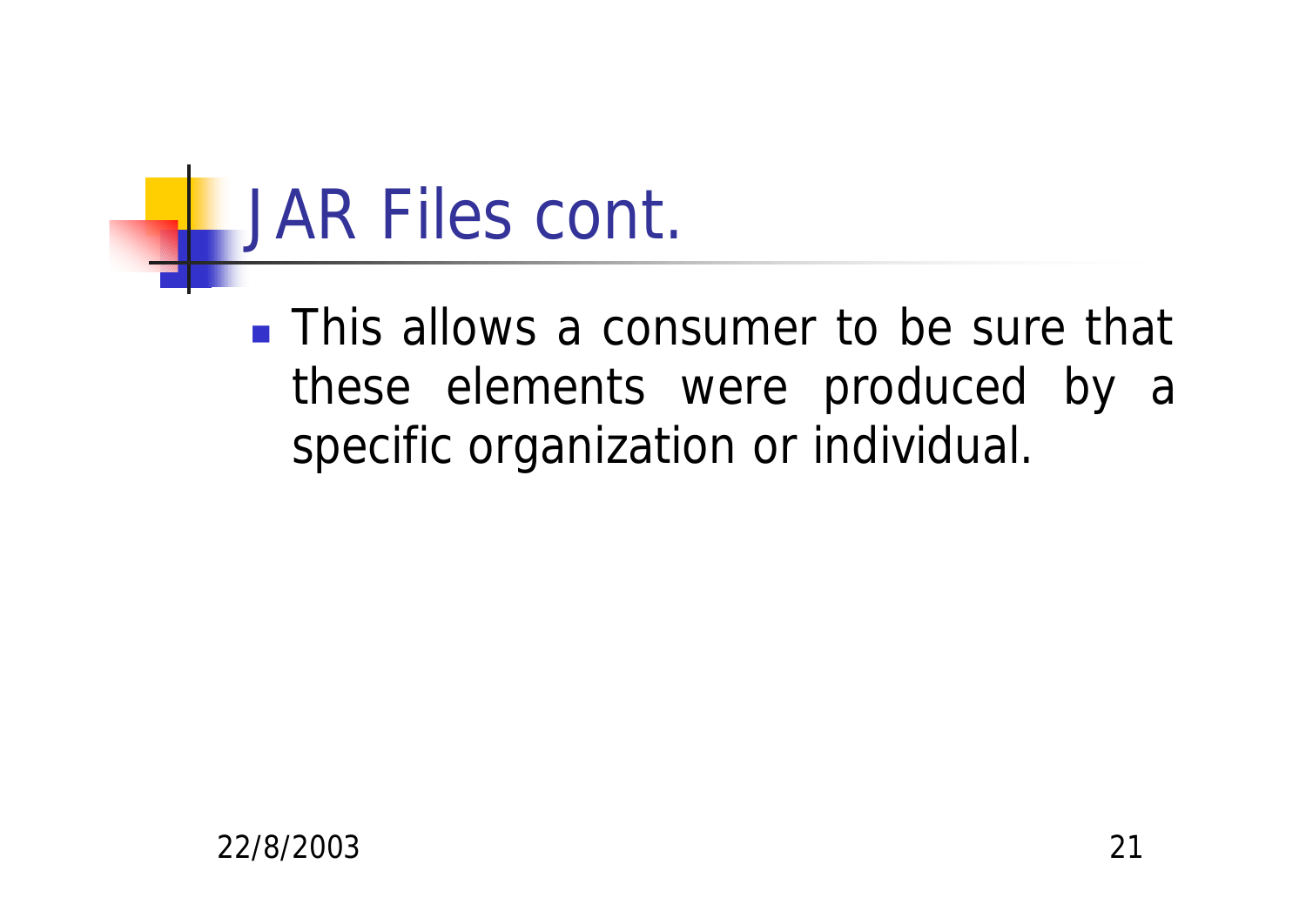# JAR Files cont.

- This allows a consumer to be sure that these elements were produced by a specific organization or individual.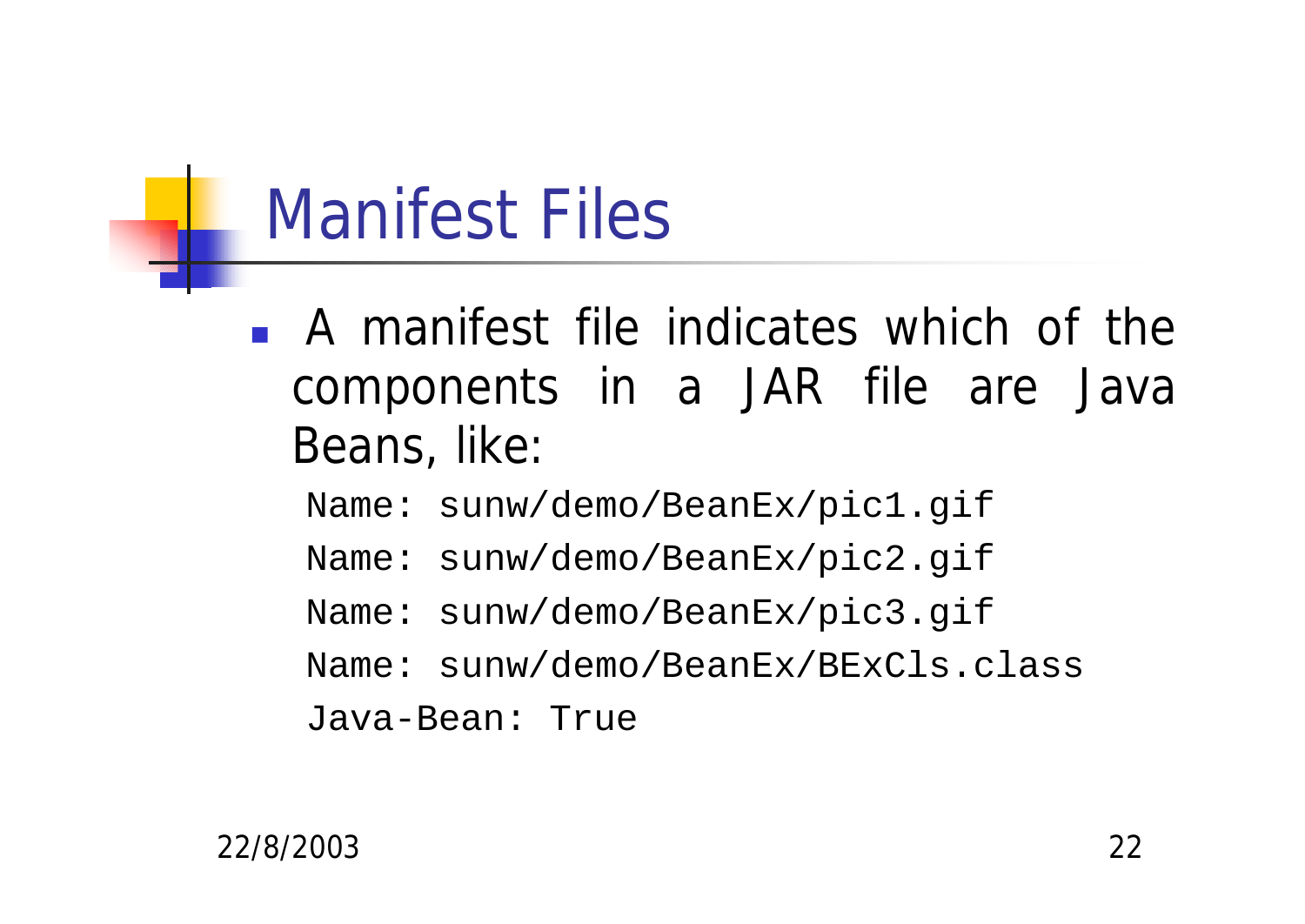# Manifest Files

- A manifest file indicates which of the components in a JAR file are Java Beans, like:

```
Name: sunw/demo/BeanEx/pic1.gif
Name: sunw/demo/BeanEx/pic2.gif
Name: sunw/demo/BeanEx/pic3.gif
Name: sunw/demo/BeanEx/BExCls.class
Java-Bean: True
```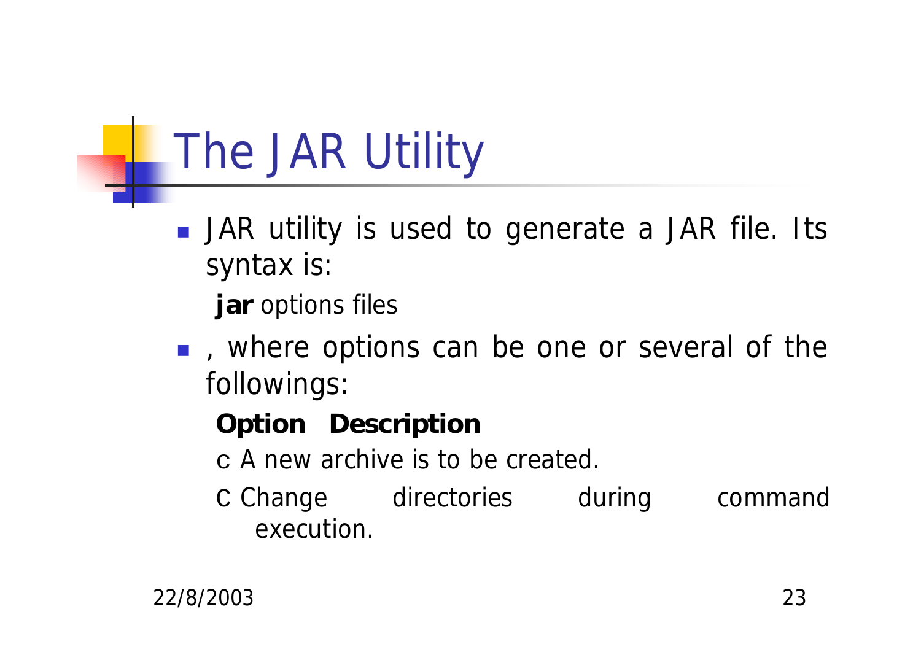# The JAR Utility

- JAR utility is used to generate a JAR file. Its syntax is:

  **jar** options files

- , where options can be one or several of the followings:

  **Option Description**

  c A new archive is to be created.

  C Change directories during command execution.

22/8/2003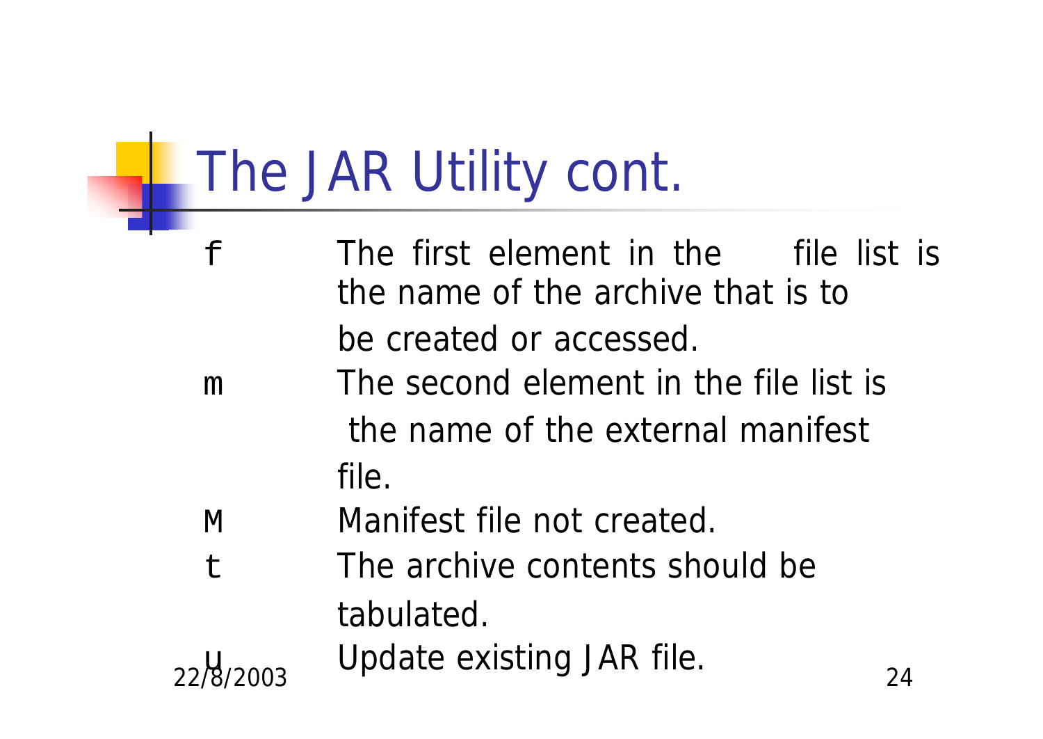# The JAR Utility cont.

| | |
|---|---|
| f | The first element in the file list is the name of the archive that is to be created or accessed. |
| m | The second element in the file list is the name of the external manifest file. |
| M | Manifest file not created. |
| t | The archive contents should be tabulated. |
| u | Update existing JAR file. |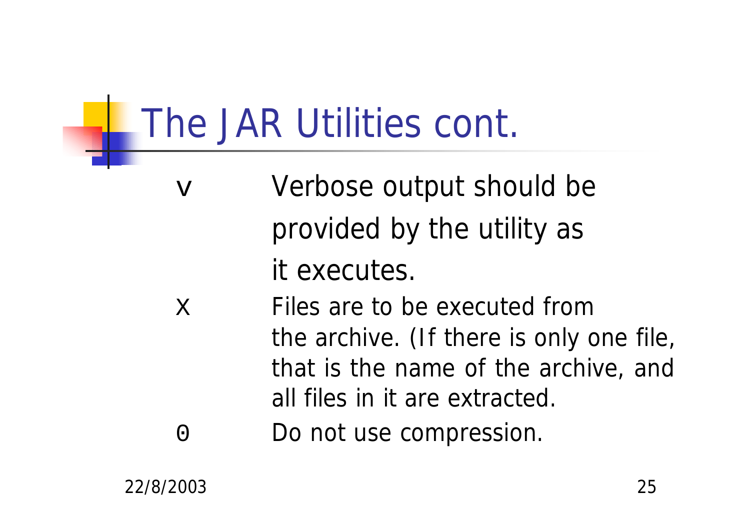# The JAR Utilities cont.

| | |
|---|---|
| v | Verbose output should be provided by the utility as it executes. |
| X | Files are to be executed from the archive. (If there is only one file, that is the name of the archive, and all files in it are extracted. |
| 0 | Do not use compression. |

22/8/2003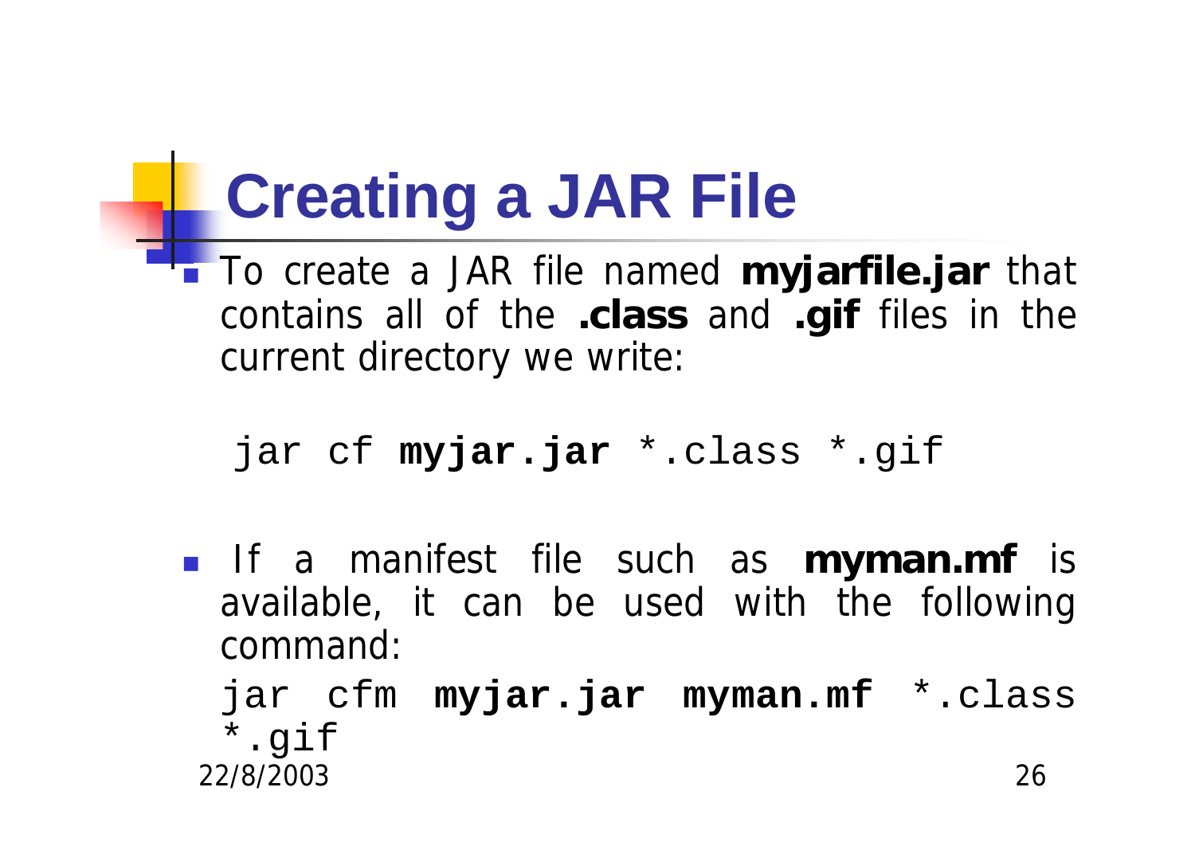# Creating a JAR File

- To create a JAR file named **myjarfile.jar** that contains all of the **.class** and **.gif** files in the current directory we write:

```
jar cf myjar.jar *.class *.gif
```

- If a manifest file such as **myman.mf** is available, it can be used with the following command:

```
jar cfm myjar.jar myman.mf *.class *.gif
```

22/8/2003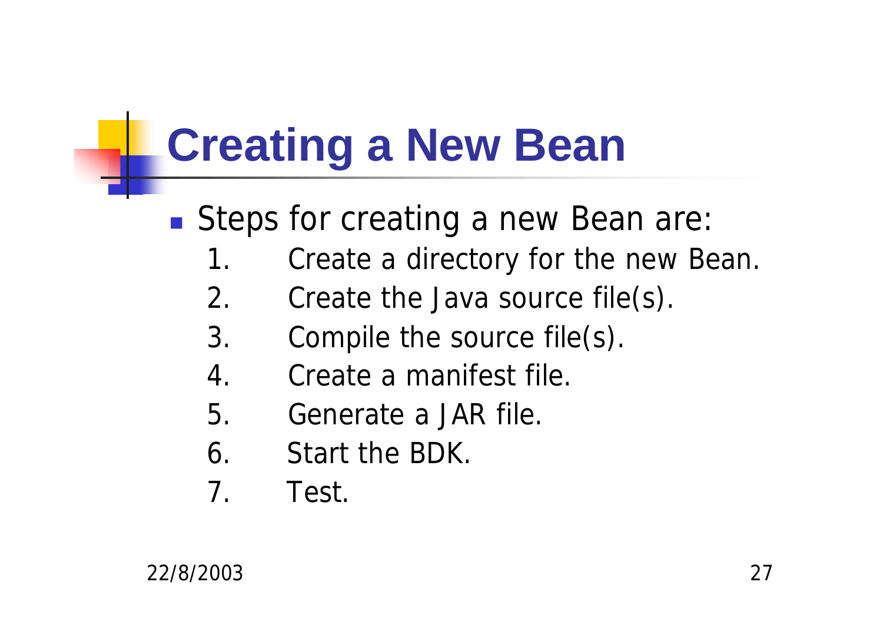# Creating a New Bean

- Steps for creating a new Bean are:
  1. Create a directory for the new Bean.
  2. Create the Java source file(s).
  3. Compile the source file(s).
  4. Create a manifest file.
  5. Generate a JAR file.
  6. Start the BDK.
  7. Test.

22/8/2003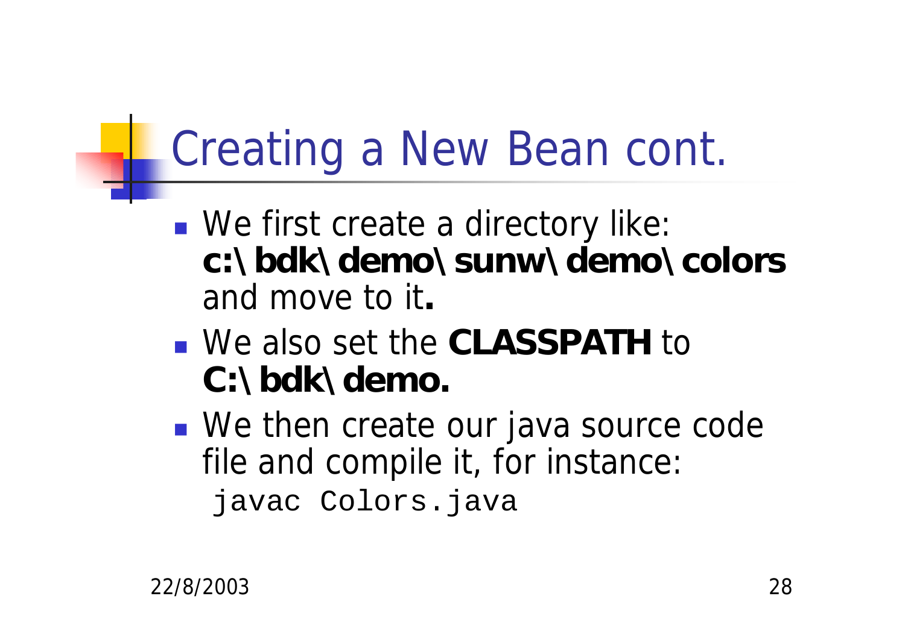# Creating a New Bean cont.

- We first create a directory like: **c:\bdk\demo\sunw\demo\colors** and move to it**.**
- We also set the **CLASSPATH** to **C:\bdk\demo.**
- We then create our java source code file and compile it, for instance:

```
javac Colors.java
```

22/8/2003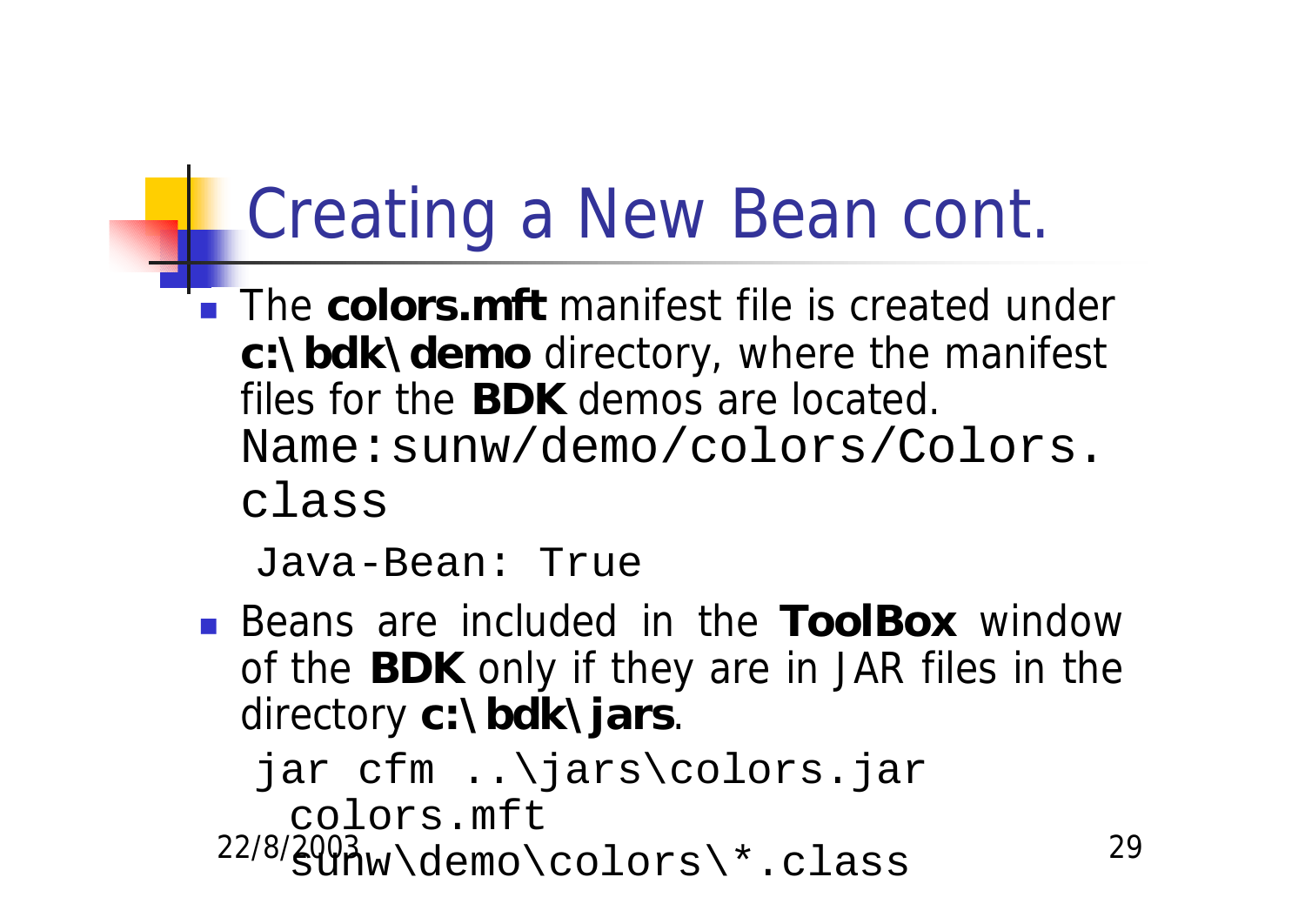# Creating a New Bean cont.

- The **colors.mft** manifest file is created under **c:\bdk\demo** directory, where the manifest files for the **BDK** demos are located.

```
Name:sunw/demo/colors/Colors.class
Java-Bean: True
```

- Beans are included in the **ToolBox** window of the **BDK** only if they are in JAR files in the directory **c:\bdk\jars**.

```
jar cfm ..\jars\colors.jar
  colors.mft
  sunw\demo\colors\*.class
```

22/8/2003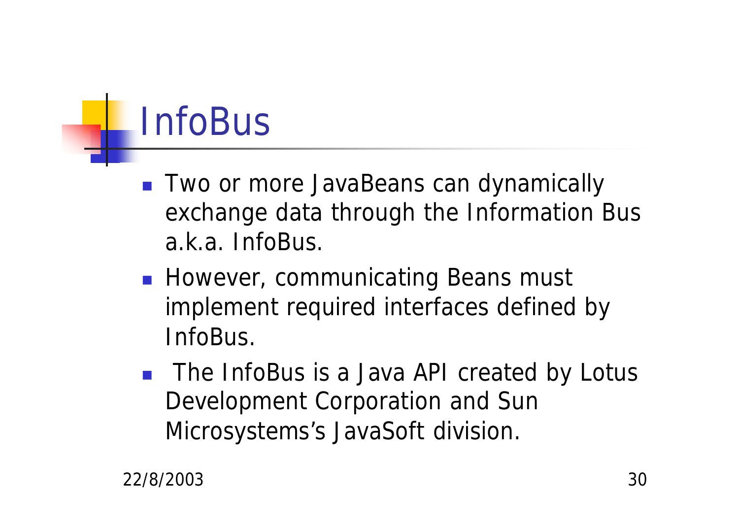# InfoBus

- Two or more JavaBeans can dynamically exchange data through the Information Bus a.k.a. InfoBus.
- However, communicating Beans must implement required interfaces defined by InfoBus.
- The InfoBus is a Java API created by Lotus Development Corporation and Sun Microsystems's JavaSoft division.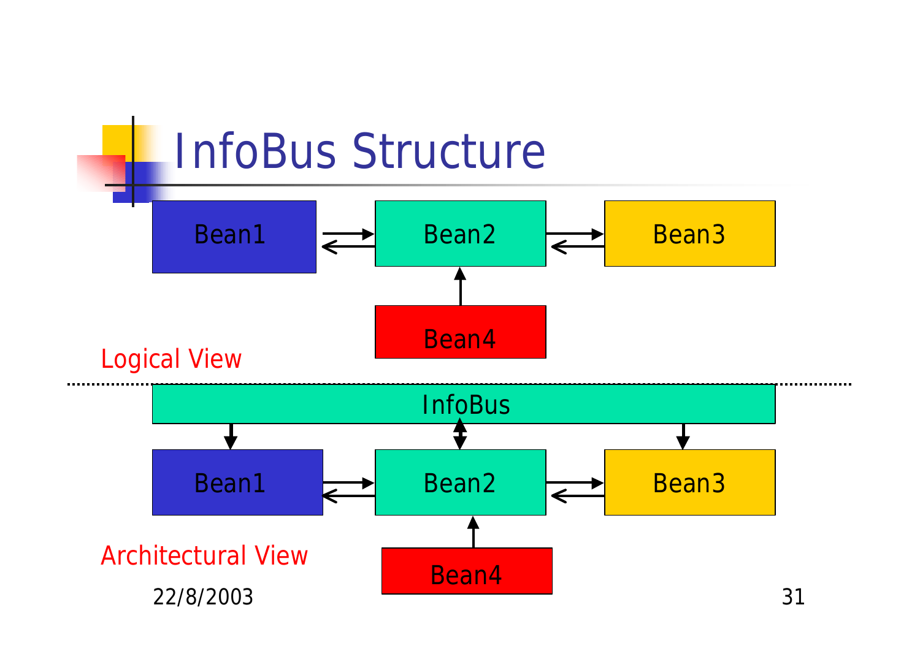# InfoBus Structure

Bean1

Bean2

Bean3

Bean4

Logical View

InfoBus

Bean1

Bean2

Bean3

Bean4

Architectural View

22/8/2003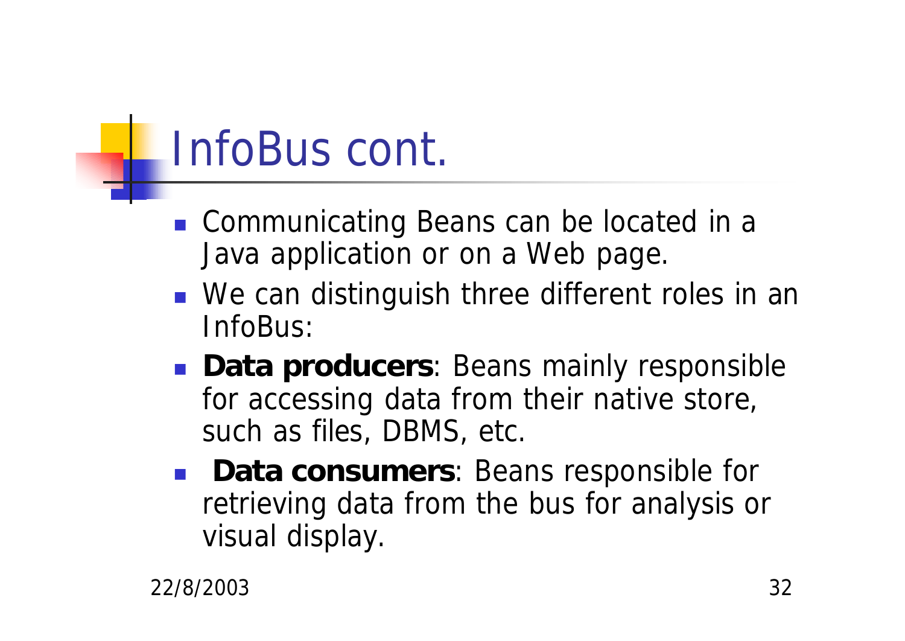# InfoBus cont.

- Communicating Beans can be located in a Java application or on a Web page.
- We can distinguish three different roles in an InfoBus:
- **Data producers**: Beans mainly responsible for accessing data from their native store, such as files, DBMS, etc.
- **Data consumers**: Beans responsible for retrieving data from the bus for analysis or visual display.

22/8/2003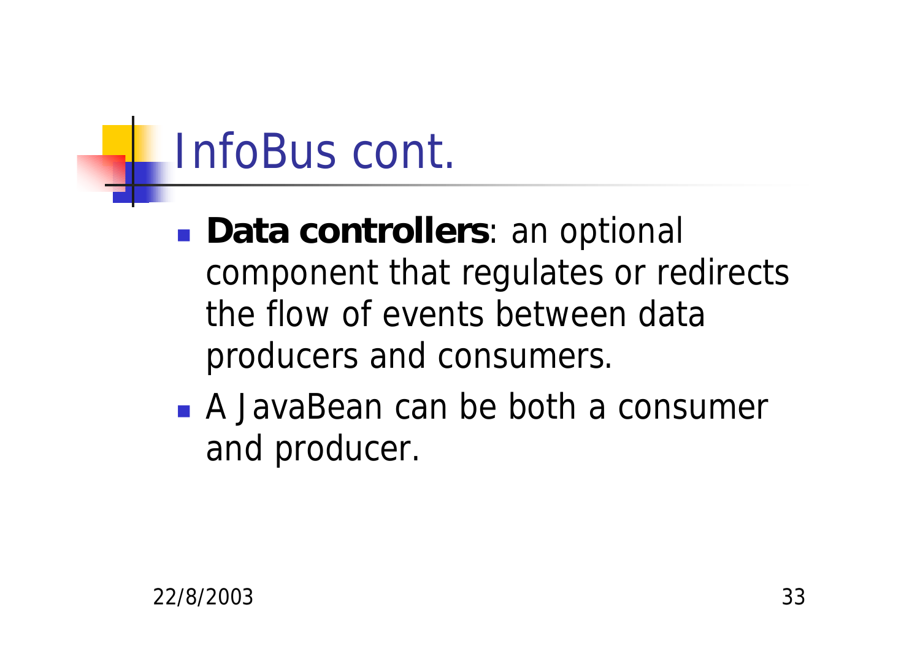# InfoBus cont.

- **Data controllers**: an optional component that regulates or redirects the flow of events between data producers and consumers.
- A JavaBean can be both a consumer and producer.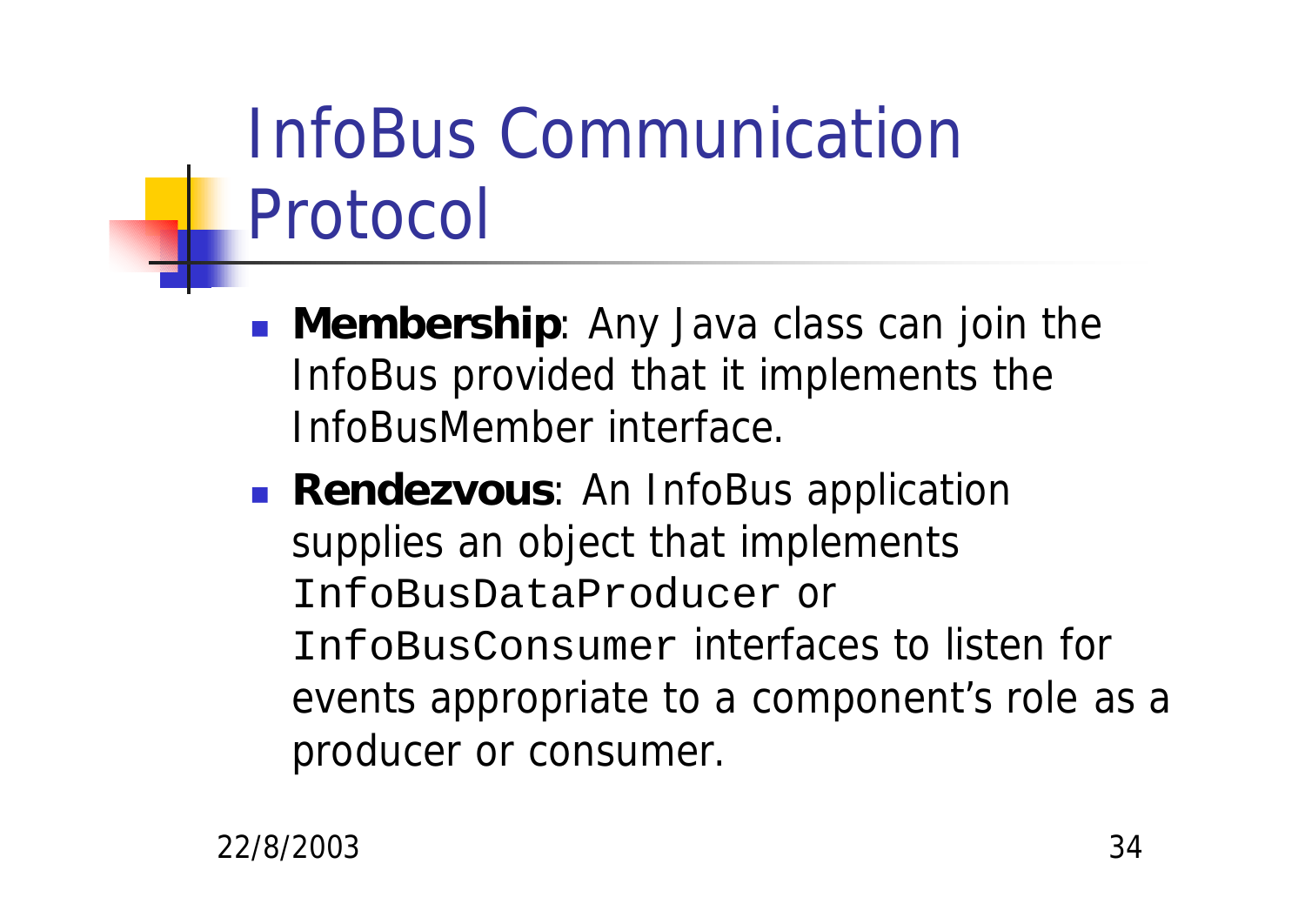# InfoBus Communication Protocol

- **Membership**: Any Java class can join the InfoBus provided that it implements the InfoBusMember interface.
- **Rendezvous**: An InfoBus application supplies an object that implements `InfoBusDataProducer` or `InfoBusConsumer` interfaces to listen for events appropriate to a component's role as a producer or consumer.

22/8/2003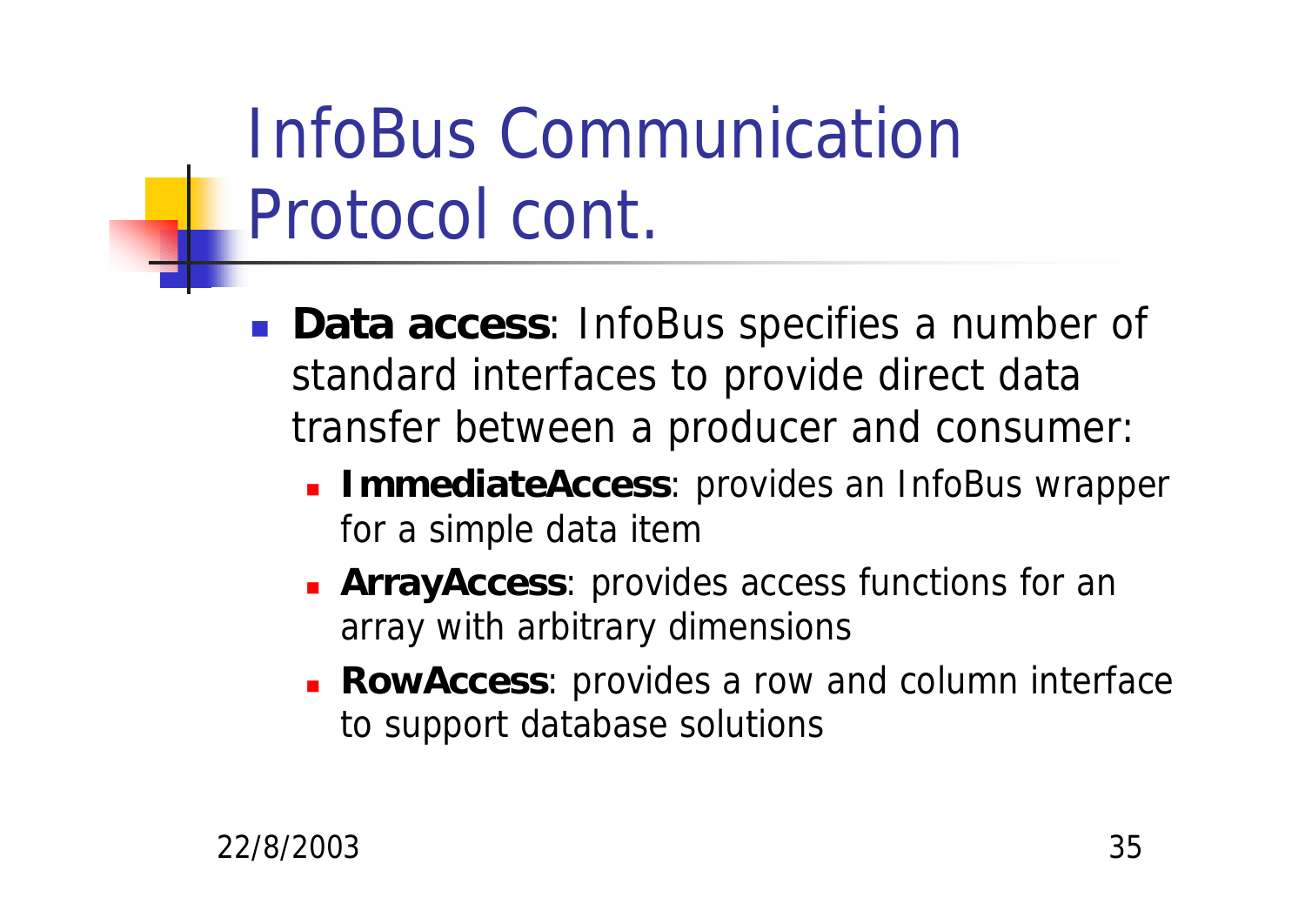# InfoBus Communication Protocol cont.

- **Data access**: InfoBus specifies a number of standard interfaces to provide direct data transfer between a producer and consumer:
  - **ImmediateAccess**: provides an InfoBus wrapper for a simple data item
  - **ArrayAccess**: provides access functions for an array with arbitrary dimensions
  - **RowAccess**: provides a row and column interface to support database solutions

22/8/2003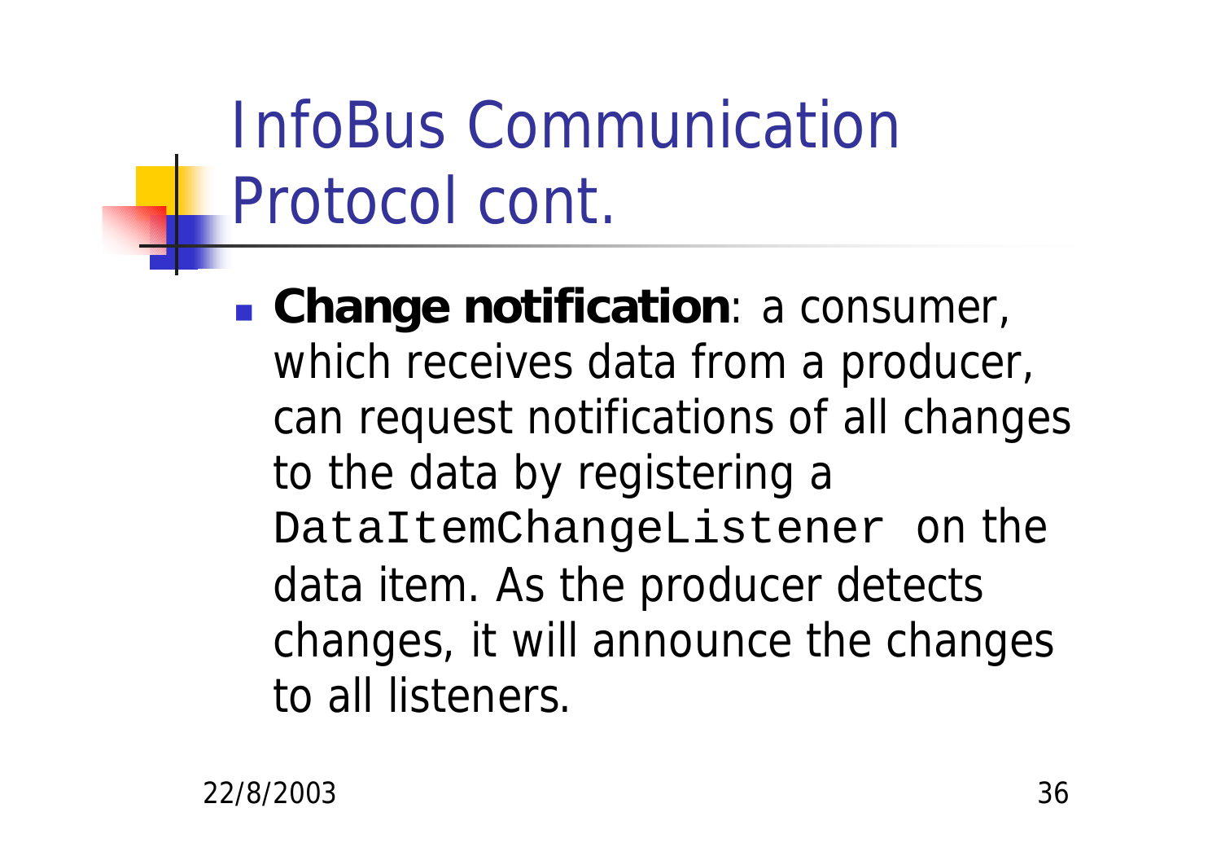# InfoBus Communication Protocol cont.

- **Change notification**: a consumer, which receives data from a producer, can request notifications of all changes to the data by registering a `DataItemChangeListener` on the data item. As the producer detects changes, it will announce the changes to all listeners.

22/8/2003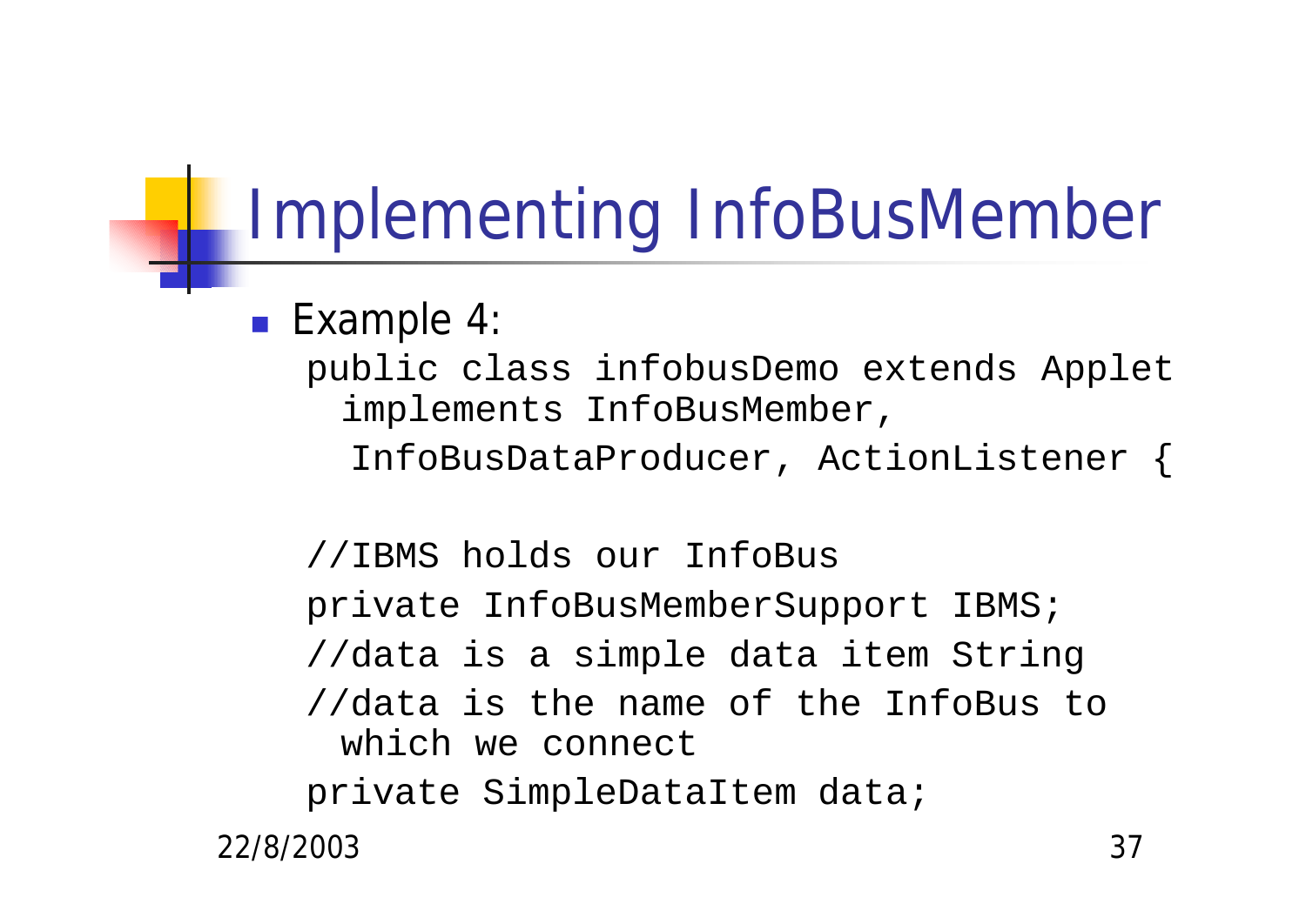# Implementing InfoBusMember

- Example 4:

```
public class infobusDemo extends Applet
  implements InfoBusMember,
   InfoBusDataProducer, ActionListener {

//IBMS holds our InfoBus
private InfoBusMemberSupport IBMS;
//data is a simple data item String
//data is the name of the InfoBus to
  which we connect
private SimpleDataItem data;
```

22/8/2003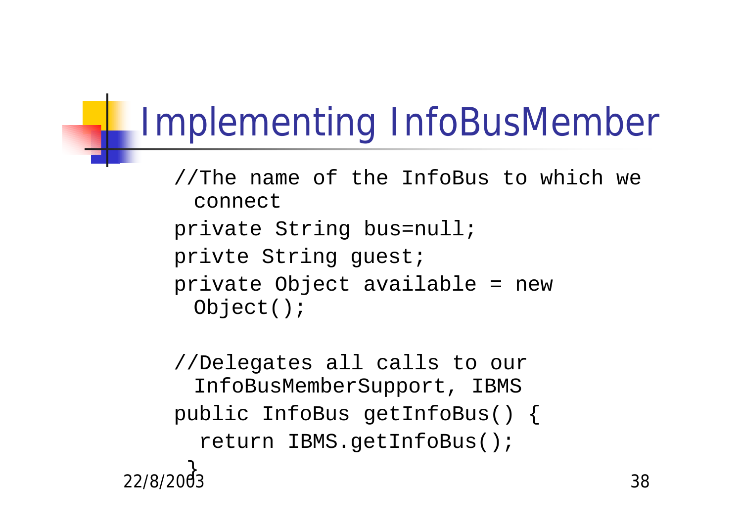# Implementing InfoBusMember

```
//The name of the InfoBus to which we
  connect
private String bus=null;
privte String guest;
private Object available = new
  Object();

//Delegates all calls to our
  InfoBusMemberSupport, IBMS
public InfoBus getInfoBus() {
   return IBMS.getInfoBus();
  }
```

22/8/2003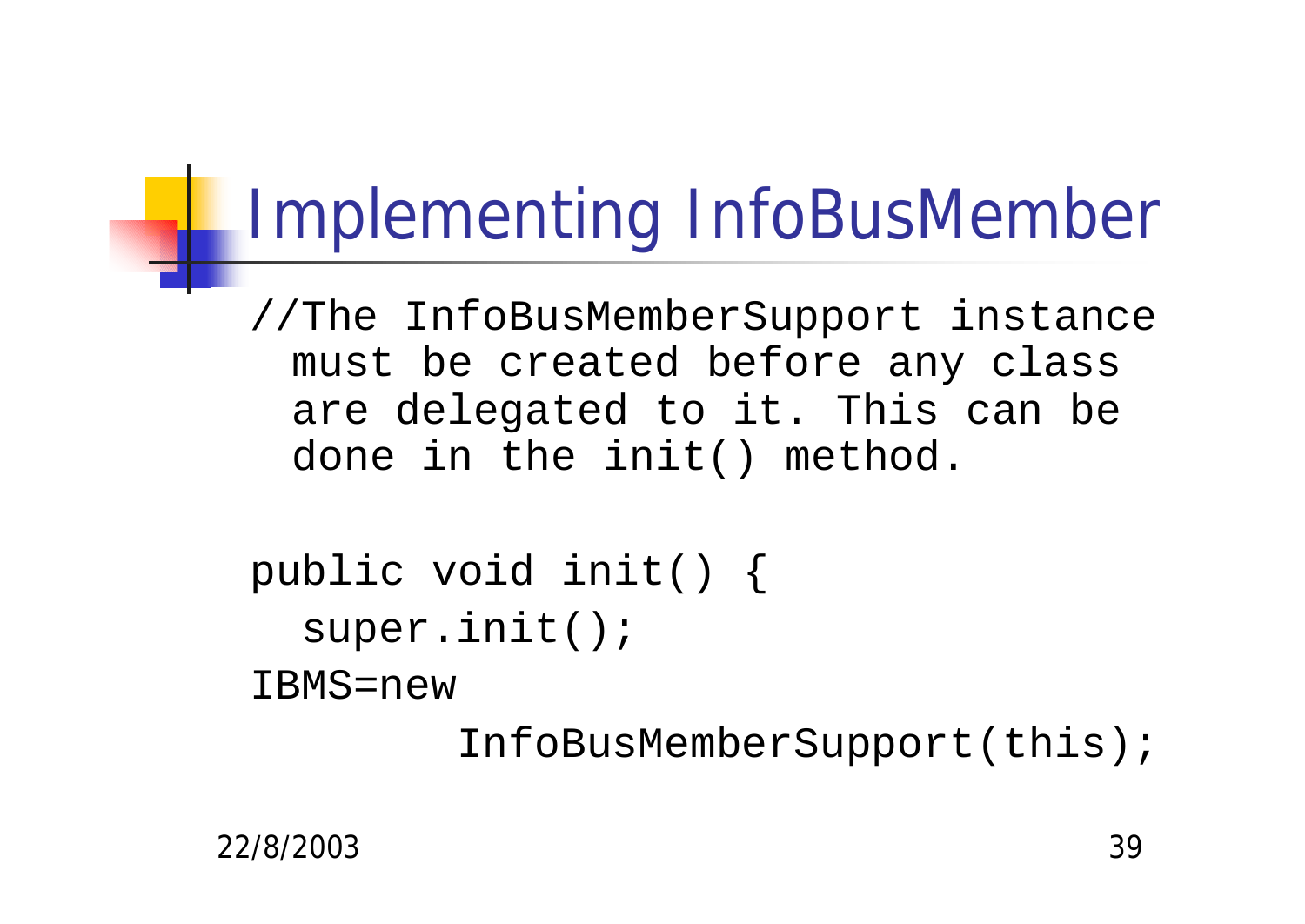# Implementing InfoBusMember

```
//The InfoBusMemberSupport instance
  must be created before any class
  are delegated to it. This can be
  done in the init() method.

public void init() {
   super.init();
IBMS=new
            InfoBusMemberSupport(this);
```

22/8/2003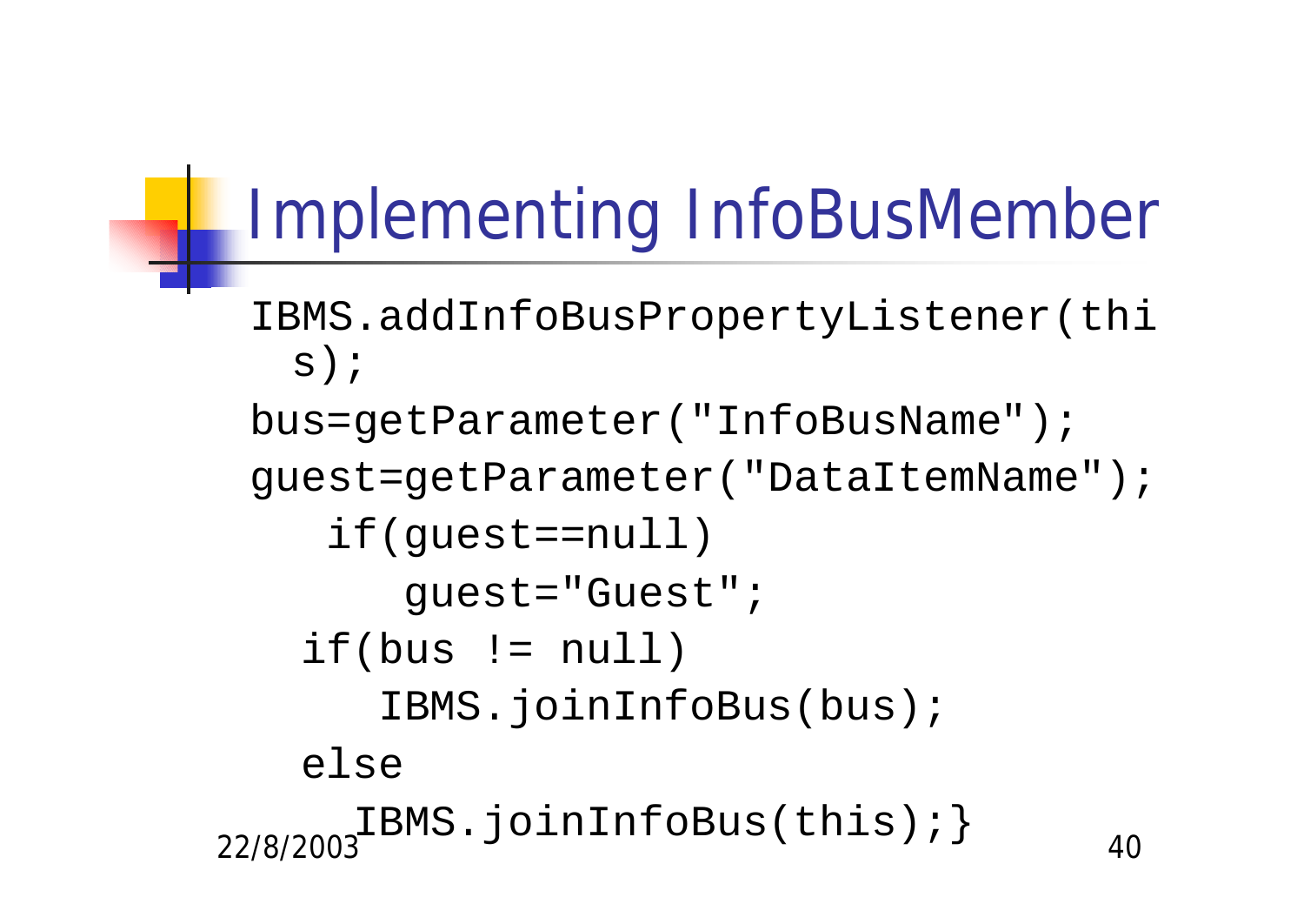# Implementing InfoBusMember

```
IBMS.addInfoBusPropertyListener(this);
bus=getParameter("InfoBusName");
guest=getParameter("DataItemName");
   if(guest==null)
      guest="Guest";
  if(bus != null)
     IBMS.joinInfoBus(bus);
  else
    IBMS.joinInfoBus(this);}
```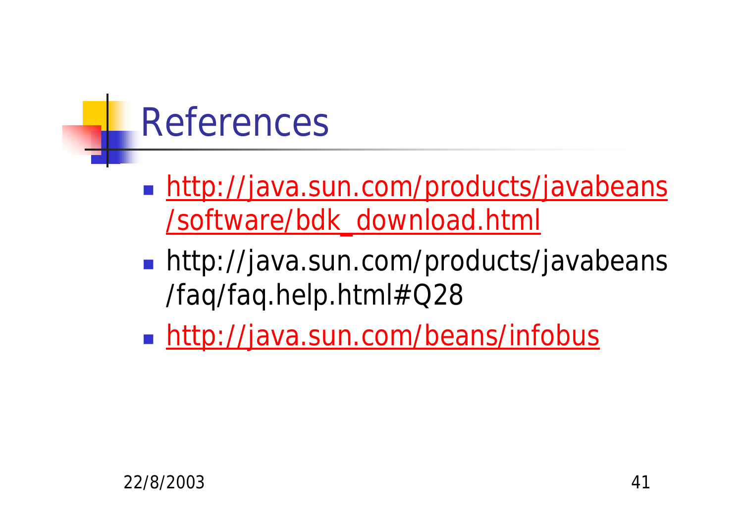# References

- http://java.sun.com/products/javabeans/software/bdk_download.html
- http://java.sun.com/products/javabeans/faq/faq.help.html#Q28
- http://java.sun.com/beans/infobus

22/8/2003